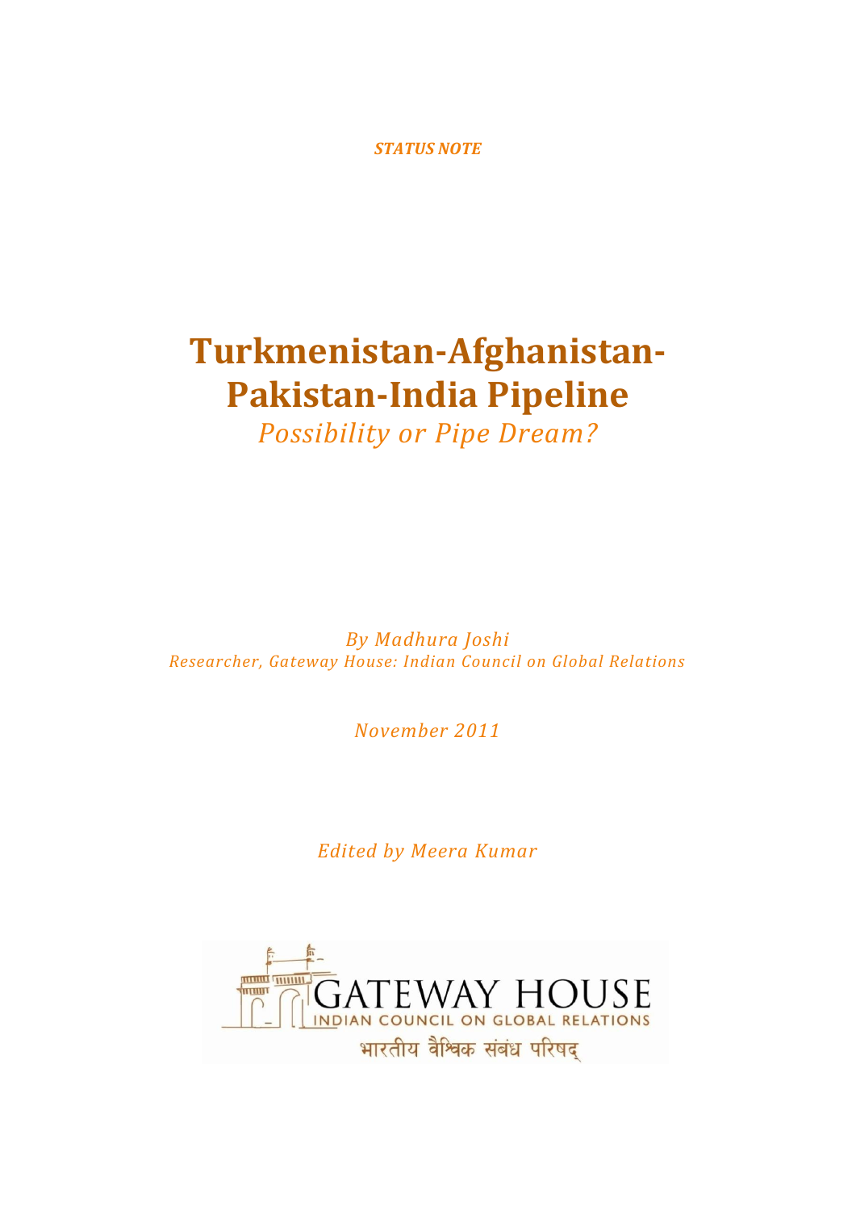*STATUS NOTE*

# Turkmenistan-Afghanistan-Pakistan-India Pipeline

*Possibility or Pipe Dream?*

*By Madhura Joshi*
*Researcher, Gateway House: Indian Council on Global Relations*

*November 2011*

*Edited by Meera Kumar*

GATEWAY HOUSE
INDIAN COUNCIL ON GLOBAL RELATIONS
भारतीय वैश्विक संबंध परिषद्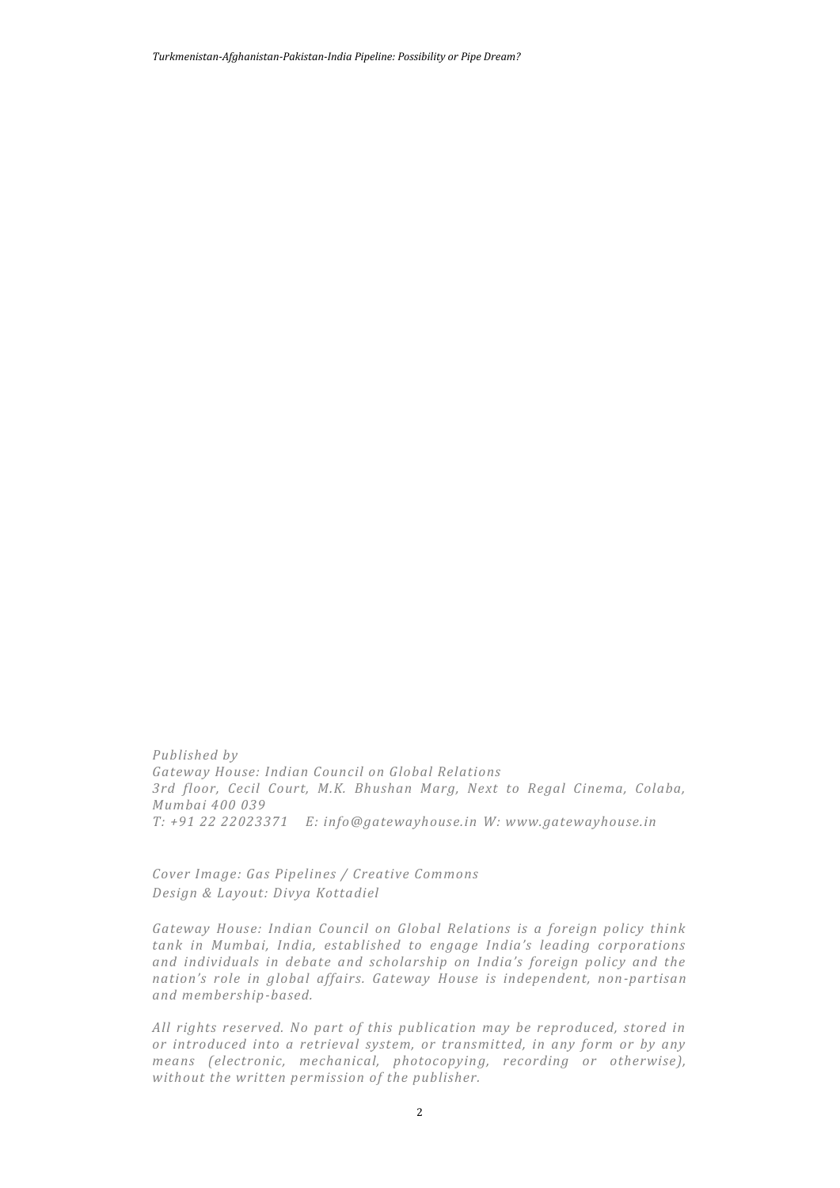*Published by*
*Gateway House: Indian Council on Global Relations*
*3rd floor, Cecil Court, M.K. Bhushan Marg, Next to Regal Cinema, Colaba, Mumbai 400 039*
*T: +91 22 22023371 E: info@gatewayhouse.in W: www.gatewayhouse.in*

*Cover Image: Gas Pipelines / Creative Commons*
*Design & Layout: Divya Kottadiel*

*Gateway House: Indian Council on Global Relations is a foreign policy think tank in Mumbai, India, established to engage India's leading corporations and individuals in debate and scholarship on India's foreign policy and the nation's role in global affairs. Gateway House is independent, non-partisan and membership-based.*

*All rights reserved. No part of this publication may be reproduced, stored in or introduced into a retrieval system, or transmitted, in any form or by any means (electronic, mechanical, photocopying, recording or otherwise), without the written permission of the publisher.*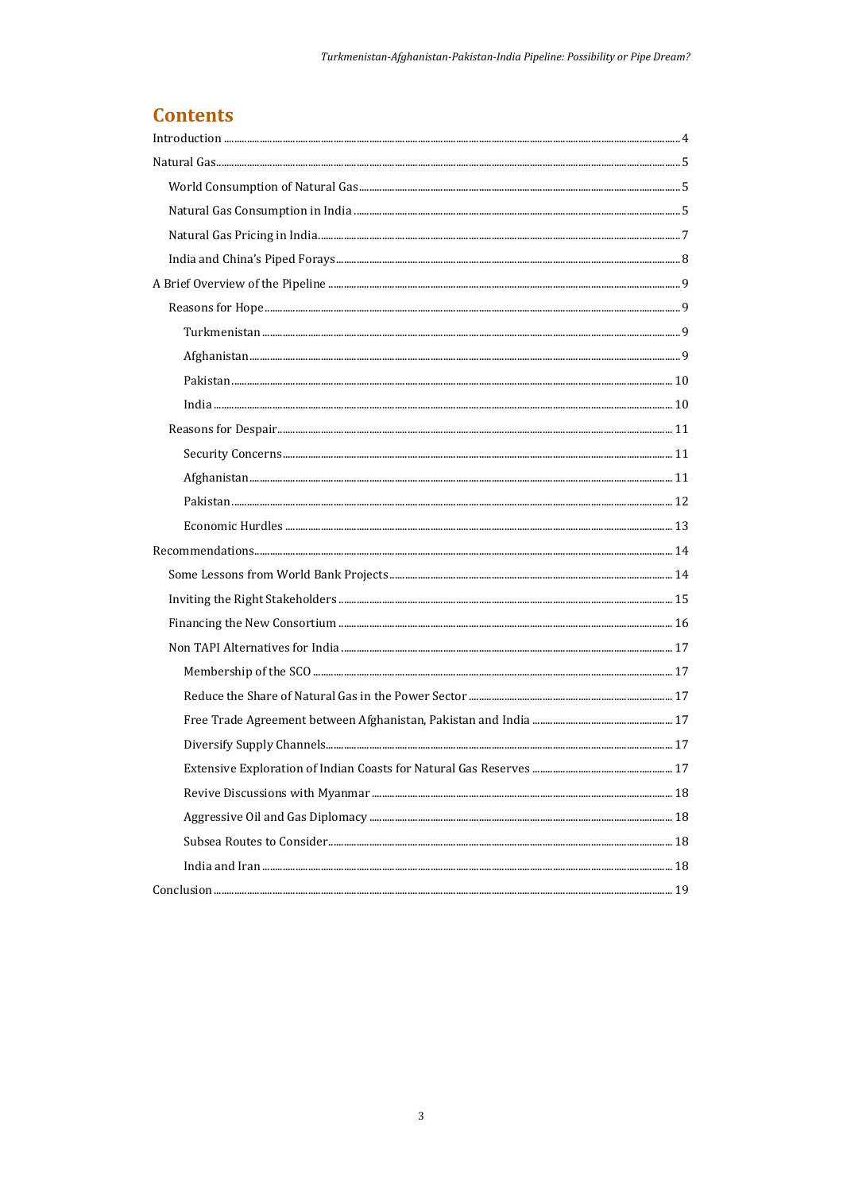# Contents

Introduction ... 4

Natural Gas ... 5

- World Consumption of Natural Gas ... 5
- Natural Gas Consumption in India ... 5
- Natural Gas Pricing in India ... 7
- India and China's Piped Forays ... 8

A Brief Overview of the Pipeline ... 9

- Reasons for Hope ... 9
  - Turkmenistan ... 9
  - Afghanistan ... 9
  - Pakistan ... 10
  - India ... 10
- Reasons for Despair ... 11
  - Security Concerns ... 11
  - Afghanistan ... 11
  - Pakistan ... 12
  - Economic Hurdles ... 13

Recommendations ... 14

- Some Lessons from World Bank Projects ... 14
- Inviting the Right Stakeholders ... 15
- Financing the New Consortium ... 16
- Non TAPI Alternatives for India ... 17
  - Membership of the SCO ... 17
  - Reduce the Share of Natural Gas in the Power Sector ... 17
  - Free Trade Agreement between Afghanistan, Pakistan and India ... 17
  - Diversify Supply Channels ... 17
  - Extensive Exploration of Indian Coasts for Natural Gas Reserves ... 17
  - Revive Discussions with Myanmar ... 18
  - Aggressive Oil and Gas Diplomacy ... 18
  - Subsea Routes to Consider ... 18
  - India and Iran ... 18

Conclusion ... 19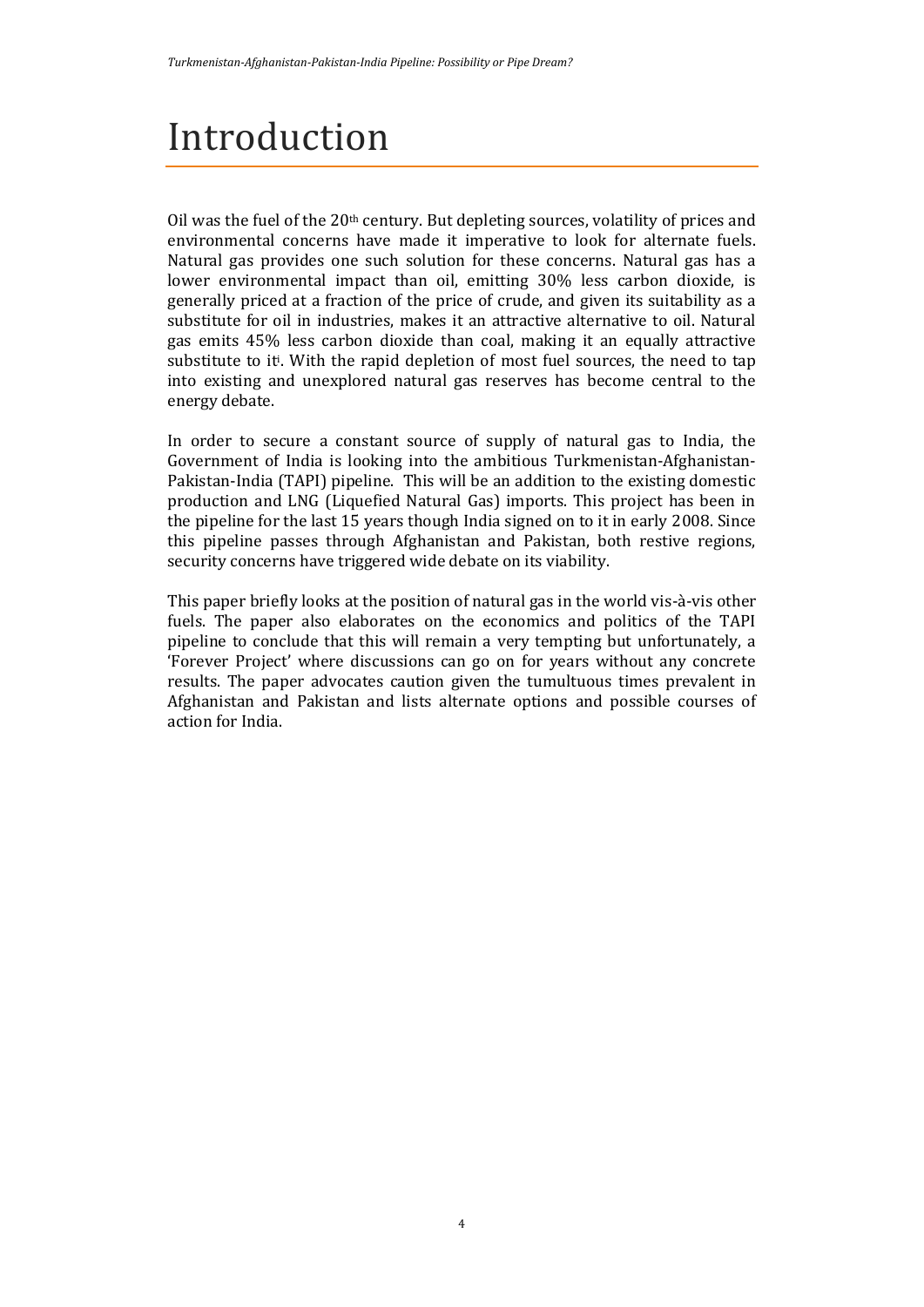# Introduction

Oil was the fuel of the 20th century. But depleting sources, volatility of prices and environmental concerns have made it imperative to look for alternate fuels. Natural gas provides one such solution for these concerns. Natural gas has a lower environmental impact than oil, emitting 30% less carbon dioxide, is generally priced at a fraction of the price of crude, and given its suitability as a substitute for oil in industries, makes it an attractive alternative to oil. Natural gas emits 45% less carbon dioxide than coal, making it an equally attractive substitute to it[i]. With the rapid depletion of most fuel sources, the need to tap into existing and unexplored natural gas reserves has become central to the energy debate.

In order to secure a constant source of supply of natural gas to India, the Government of India is looking into the ambitious Turkmenistan-Afghanistan-Pakistan-India (TAPI) pipeline. This will be an addition to the existing domestic production and LNG (Liquefied Natural Gas) imports. This project has been in the pipeline for the last 15 years though India signed on to it in early 2008. Since this pipeline passes through Afghanistan and Pakistan, both restive regions, security concerns have triggered wide debate on its viability.

This paper briefly looks at the position of natural gas in the world vis-à-vis other fuels. The paper also elaborates on the economics and politics of the TAPI pipeline to conclude that this will remain a very tempting but unfortunately, a 'Forever Project' where discussions can go on for years without any concrete results. The paper advocates caution given the tumultuous times prevalent in Afghanistan and Pakistan and lists alternate options and possible courses of action for India.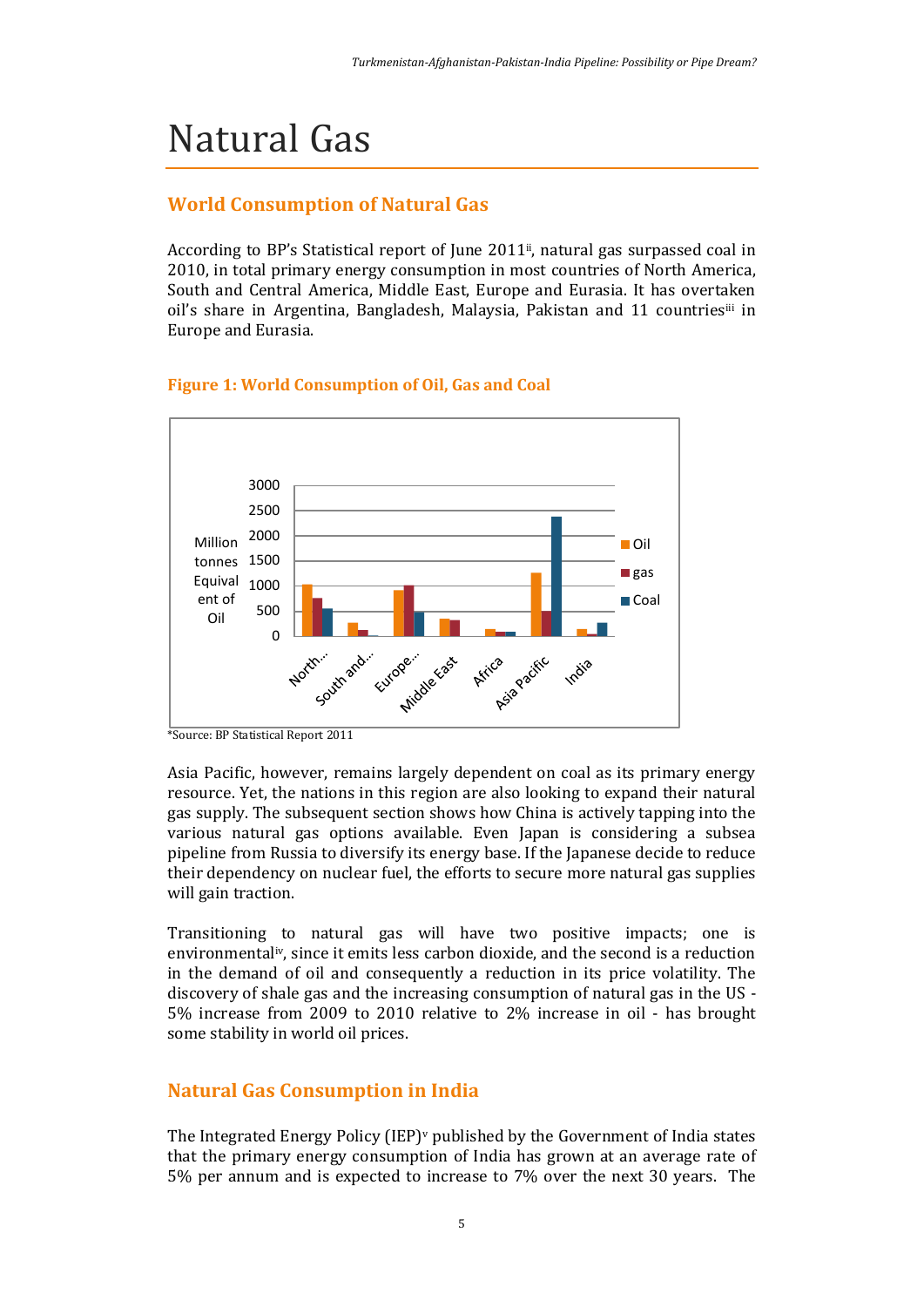// Natural Gas

## World Consumption of Natural Gas

According to BP's Statistical report of June 2011[ii], natural gas surpassed coal in 2010, in total primary energy consumption in most countries of North America, South and Central America, Middle East, Europe and Eurasia. It has overtaken oil's share in Argentina, Bangladesh, Malaysia, Pakistan and 11 countries[iii] in Europe and Eurasia.

**Figure 1: World Consumption of Oil, Gas and Coal**

*Source: BP Statistical Report 2011

Asia Pacific, however, remains largely dependent on coal as its primary energy resource. Yet, the nations in this region are also looking to expand their natural gas supply. The subsequent section shows how China is actively tapping into the various natural gas options available. Even Japan is considering a subsea pipeline from Russia to diversify its energy base. If the Japanese decide to reduce their dependency on nuclear fuel, the efforts to secure more natural gas supplies will gain traction.

Transitioning to natural gas will have two positive impacts; one is environmental[iv], since it emits less carbon dioxide, and the second is a reduction in the demand of oil and consequently a reduction in its price volatility. The discovery of shale gas and the increasing consumption of natural gas in the US - 5% increase from 2009 to 2010 relative to 2% increase in oil - has brought some stability in world oil prices.

## Natural Gas Consumption in India

The Integrated Energy Policy (IEP)[v] published by the Government of India states that the primary energy consumption of India has grown at an average rate of 5% per annum and is expected to increase to 7% over the next 30 years. The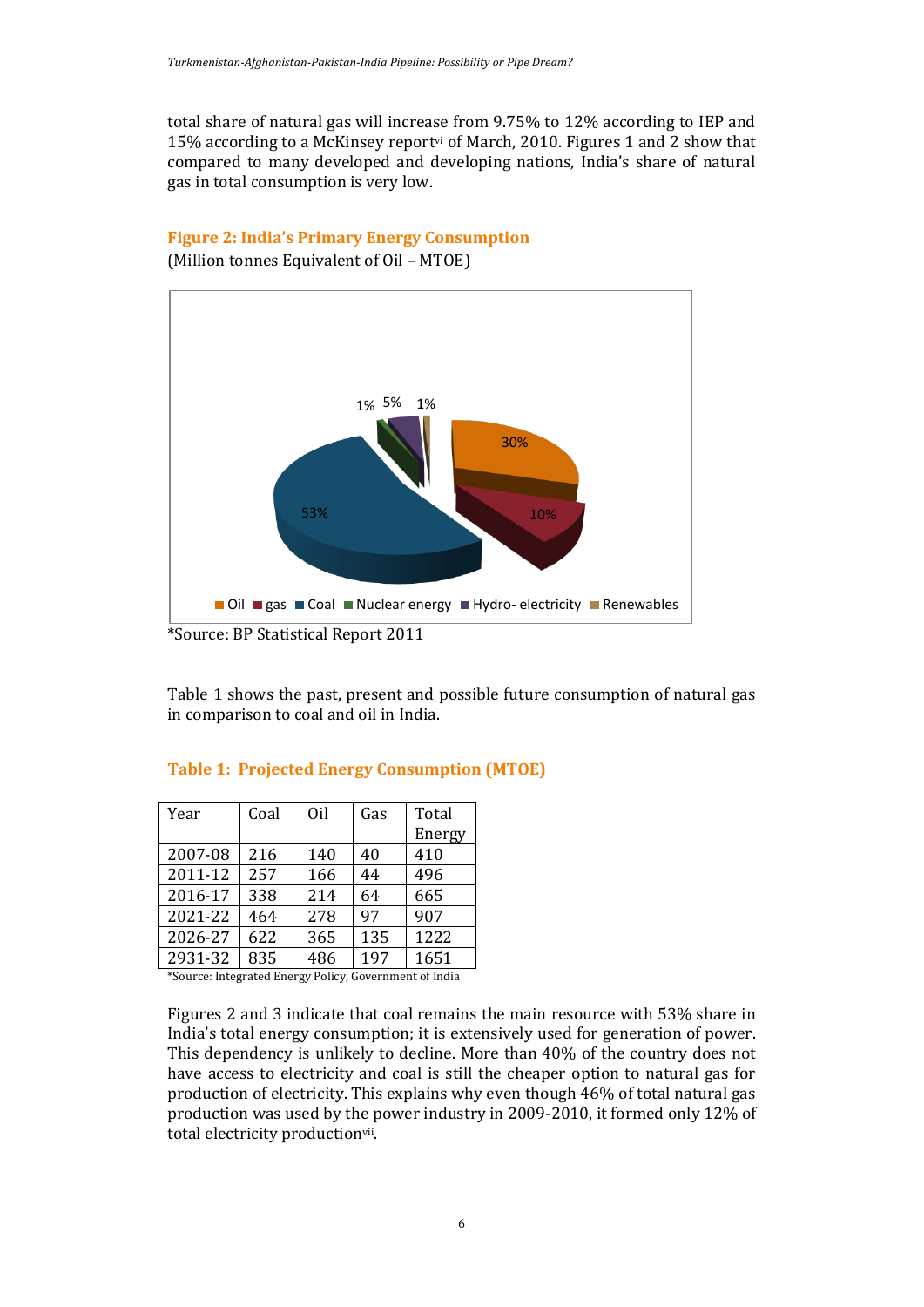total share of natural gas will increase from 9.75% to 12% according to IEP and 15% according to a McKinsey report[vi] of March, 2010. Figures 1 and 2 show that compared to many developed and developing nations, India's share of natural gas in total consumption is very low.

**Figure 2: India's Primary Energy Consumption**

(Million tonnes Equivalent of Oil – MTOE)

*Source: BP Statistical Report 2011

Table 1 shows the past, present and possible future consumption of natural gas in comparison to coal and oil in India.

**Table 1: Projected Energy Consumption (MTOE)**

| Year | Coal | Oil | Gas | Total Energy |
|---|---|---|---|---|
| 2007-08 | 216 | 140 | 40 | 410 |
| 2011-12 | 257 | 166 | 44 | 496 |
| 2016-17 | 338 | 214 | 64 | 665 |
| 2021-22 | 464 | 278 | 97 | 907 |
| 2026-27 | 622 | 365 | 135 | 1222 |
| 2931-32 | 835 | 486 | 197 | 1651 |

*Source: Integrated Energy Policy, Government of India

Figures 2 and 3 indicate that coal remains the main resource with 53% share in India's total energy consumption; it is extensively used for generation of power. This dependency is unlikely to decline. More than 40% of the country does not have access to electricity and coal is still the cheaper option to natural gas for production of electricity. This explains why even though 46% of total natural gas production was used by the power industry in 2009-2010, it formed only 12% of total electricity production[vii].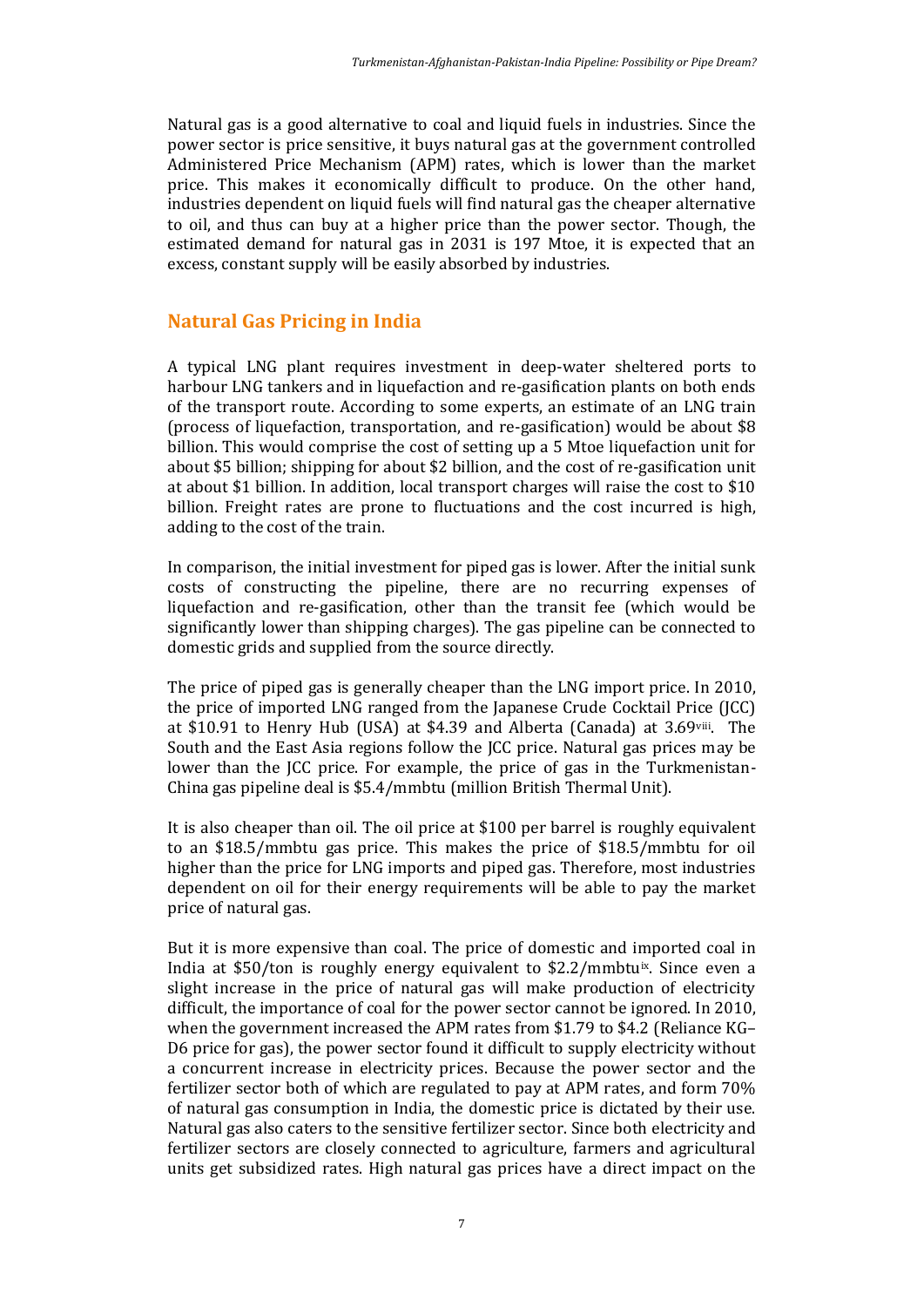Natural gas is a good alternative to coal and liquid fuels in industries. Since the power sector is price sensitive, it buys natural gas at the government controlled Administered Price Mechanism (APM) rates, which is lower than the market price. This makes it economically difficult to produce. On the other hand, industries dependent on liquid fuels will find natural gas the cheaper alternative to oil, and thus can buy at a higher price than the power sector. Though, the estimated demand for natural gas in 2031 is 197 Mtoe, it is expected that an excess, constant supply will be easily absorbed by industries.

## Natural Gas Pricing in India

A typical LNG plant requires investment in deep-water sheltered ports to harbour LNG tankers and in liquefaction and re-gasification plants on both ends of the transport route. According to some experts, an estimate of an LNG train (process of liquefaction, transportation, and re-gasification) would be about $8 billion. This would comprise the cost of setting up a 5 Mtoe liquefaction unit for about $5 billion; shipping for about $2 billion, and the cost of re-gasification unit at about $1 billion. In addition, local transport charges will raise the cost to $10 billion. Freight rates are prone to fluctuations and the cost incurred is high, adding to the cost of the train.

In comparison, the initial investment for piped gas is lower. After the initial sunk costs of constructing the pipeline, there are no recurring expenses of liquefaction and re-gasification, other than the transit fee (which would be significantly lower than shipping charges). The gas pipeline can be connected to domestic grids and supplied from the source directly.

The price of piped gas is generally cheaper than the LNG import price. In 2010, the price of imported LNG ranged from the Japanese Crude Cocktail Price (JCC) at $10.91 to Henry Hub (USA) at $4.39 and Alberta (Canada) at 3.69[viii]. The South and the East Asia regions follow the JCC price. Natural gas prices may be lower than the JCC price. For example, the price of gas in the Turkmenistan-China gas pipeline deal is $5.4/mmbtu (million British Thermal Unit).

It is also cheaper than oil. The oil price at $100 per barrel is roughly equivalent to an $18.5/mmbtu gas price. This makes the price of $18.5/mmbtu for oil higher than the price for LNG imports and piped gas. Therefore, most industries dependent on oil for their energy requirements will be able to pay the market price of natural gas.

But it is more expensive than coal. The price of domestic and imported coal in India at $50/ton is roughly energy equivalent to $2.2/mmbtu[ix]. Since even a slight increase in the price of natural gas will make production of electricity difficult, the importance of coal for the power sector cannot be ignored. In 2010, when the government increased the APM rates from $1.79 to $4.2 (Reliance KG–D6 price for gas), the power sector found it difficult to supply electricity without a concurrent increase in electricity prices. Because the power sector and the fertilizer sector both of which are regulated to pay at APM rates, and form 70% of natural gas consumption in India, the domestic price is dictated by their use. Natural gas also caters to the sensitive fertilizer sector. Since both electricity and fertilizer sectors are closely connected to agriculture, farmers and agricultural units get subsidized rates. High natural gas prices have a direct impact on the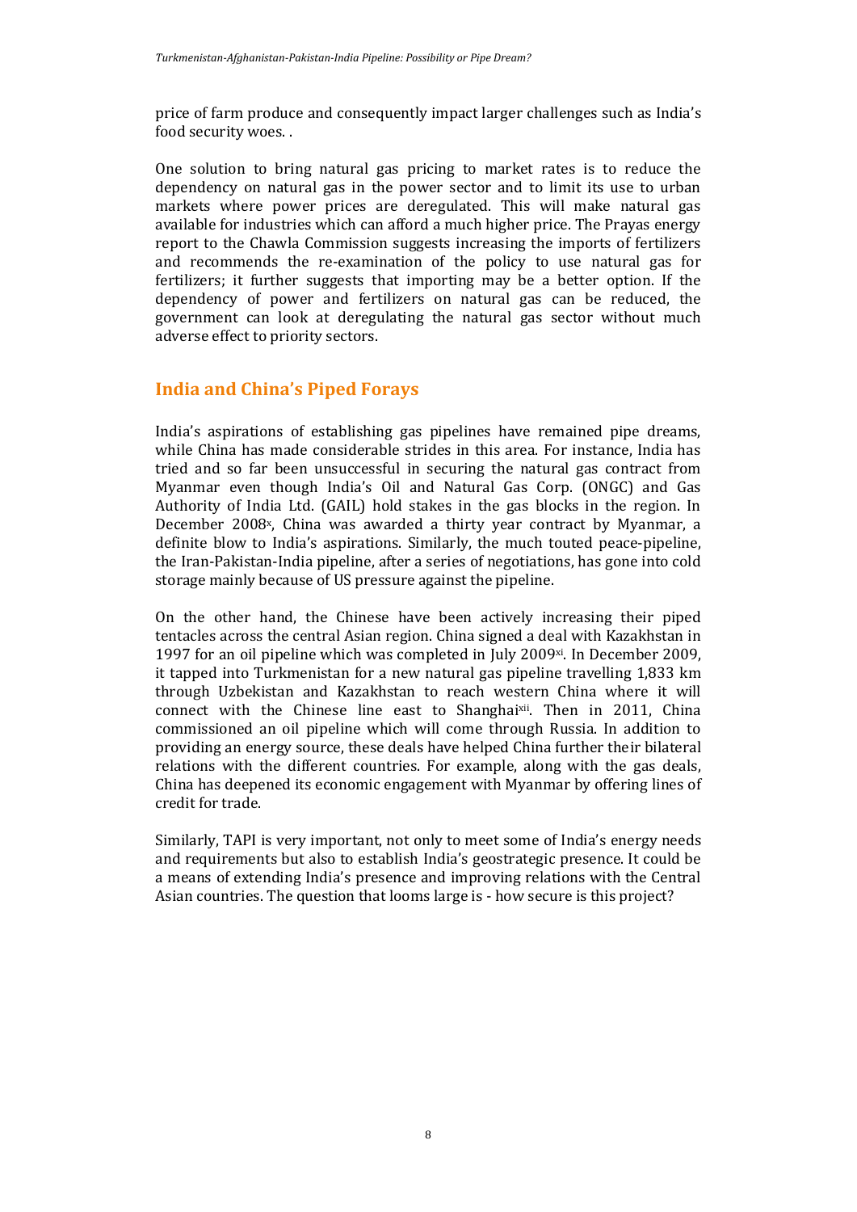price of farm produce and consequently impact larger challenges such as India's food security woes. .

One solution to bring natural gas pricing to market rates is to reduce the dependency on natural gas in the power sector and to limit its use to urban markets where power prices are deregulated. This will make natural gas available for industries which can afford a much higher price. The Prayas energy report to the Chawla Commission suggests increasing the imports of fertilizers and recommends the re-examination of the policy to use natural gas for fertilizers; it further suggests that importing may be a better option. If the dependency of power and fertilizers on natural gas can be reduced, the government can look at deregulating the natural gas sector without much adverse effect to priority sectors.

## India and China's Piped Forays

India's aspirations of establishing gas pipelines have remained pipe dreams, while China has made considerable strides in this area. For instance, India has tried and so far been unsuccessful in securing the natural gas contract from Myanmar even though India's Oil and Natural Gas Corp. (ONGC) and Gas Authority of India Ltd. (GAIL) hold stakes in the gas blocks in the region. In December 2008[x], China was awarded a thirty year contract by Myanmar, a definite blow to India's aspirations. Similarly, the much touted peace-pipeline, the Iran-Pakistan-India pipeline, after a series of negotiations, has gone into cold storage mainly because of US pressure against the pipeline.

On the other hand, the Chinese have been actively increasing their piped tentacles across the central Asian region. China signed a deal with Kazakhstan in 1997 for an oil pipeline which was completed in July 2009[xi]. In December 2009, it tapped into Turkmenistan for a new natural gas pipeline travelling 1,833 km through Uzbekistan and Kazakhstan to reach western China where it will connect with the Chinese line east to Shanghai[xii]. Then in 2011, China commissioned an oil pipeline which will come through Russia. In addition to providing an energy source, these deals have helped China further their bilateral relations with the different countries. For example, along with the gas deals, China has deepened its economic engagement with Myanmar by offering lines of credit for trade.

Similarly, TAPI is very important, not only to meet some of India's energy needs and requirements but also to establish India's geostrategic presence. It could be a means of extending India's presence and improving relations with the Central Asian countries. The question that looms large is - how secure is this project?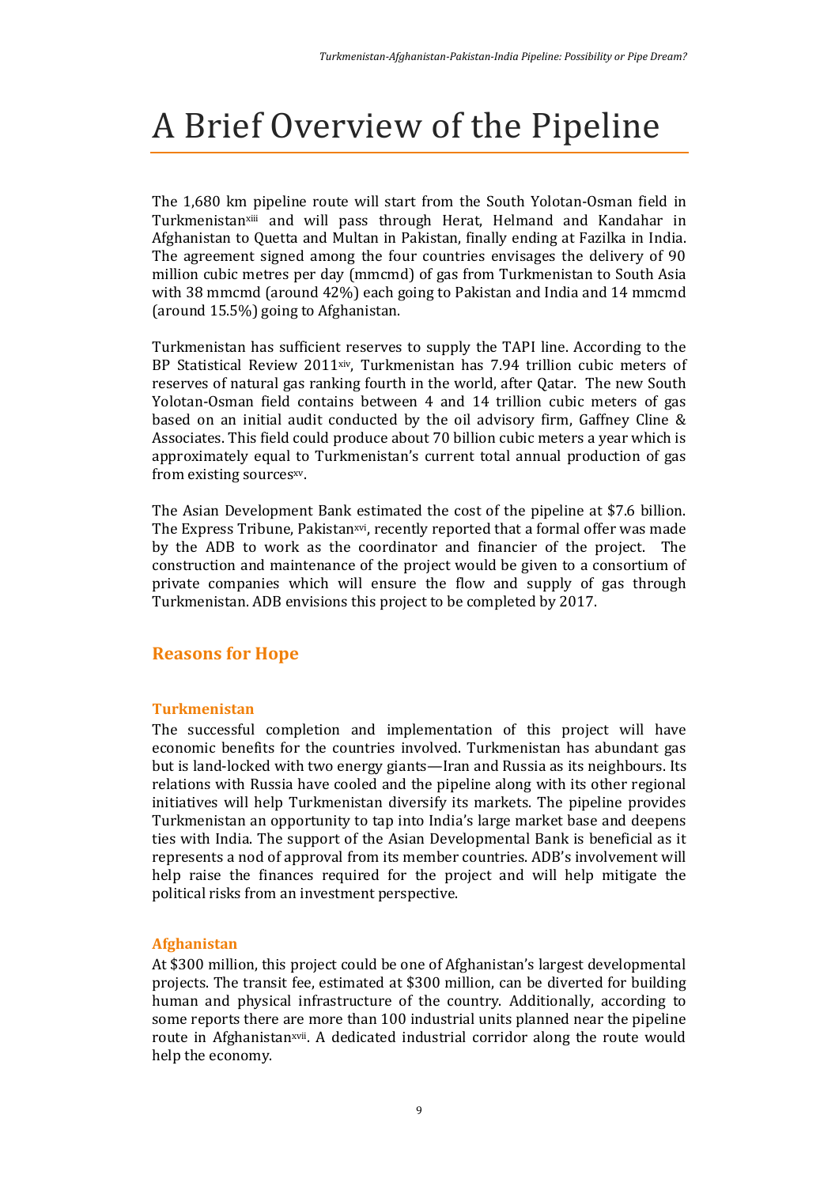# A Brief Overview of the Pipeline

The 1,680 km pipeline route will start from the South Yolotan-Osman field in Turkmenistan[xiii] and will pass through Herat, Helmand and Kandahar in Afghanistan to Quetta and Multan in Pakistan, finally ending at Fazilka in India. The agreement signed among the four countries envisages the delivery of 90 million cubic metres per day (mmcmd) of gas from Turkmenistan to South Asia with 38 mmcmd (around 42%) each going to Pakistan and India and 14 mmcmd (around 15.5%) going to Afghanistan.

Turkmenistan has sufficient reserves to supply the TAPI line. According to the BP Statistical Review 2011[xiv], Turkmenistan has 7.94 trillion cubic meters of reserves of natural gas ranking fourth in the world, after Qatar. The new South Yolotan-Osman field contains between 4 and 14 trillion cubic meters of gas based on an initial audit conducted by the oil advisory firm, Gaffney Cline & Associates. This field could produce about 70 billion cubic meters a year which is approximately equal to Turkmenistan's current total annual production of gas from existing sources[xv].

The Asian Development Bank estimated the cost of the pipeline at $7.6 billion. The Express Tribune, Pakistan[xvi], recently reported that a formal offer was made by the ADB to work as the coordinator and financier of the project. The construction and maintenance of the project would be given to a consortium of private companies which will ensure the flow and supply of gas through Turkmenistan. ADB envisions this project to be completed by 2017.

## Reasons for Hope

### Turkmenistan

The successful completion and implementation of this project will have economic benefits for the countries involved. Turkmenistan has abundant gas but is land-locked with two energy giants—Iran and Russia as its neighbours. Its relations with Russia have cooled and the pipeline along with its other regional initiatives will help Turkmenistan diversify its markets. The pipeline provides Turkmenistan an opportunity to tap into India's large market base and deepens ties with India. The support of the Asian Developmental Bank is beneficial as it represents a nod of approval from its member countries. ADB's involvement will help raise the finances required for the project and will help mitigate the political risks from an investment perspective.

### Afghanistan

At $300 million, this project could be one of Afghanistan's largest developmental projects. The transit fee, estimated at $300 million, can be diverted for building human and physical infrastructure of the country. Additionally, according to some reports there are more than 100 industrial units planned near the pipeline route in Afghanistan[xvii]. A dedicated industrial corridor along the route would help the economy.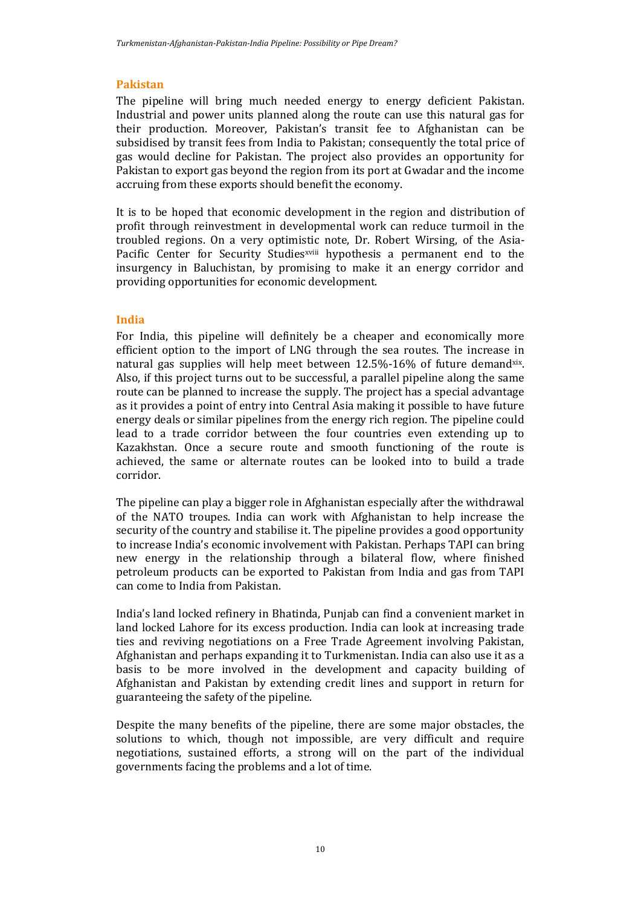## Pakistan

The pipeline will bring much needed energy to energy deficient Pakistan. Industrial and power units planned along the route can use this natural gas for their production. Moreover, Pakistan's transit fee to Afghanistan can be subsidised by transit fees from India to Pakistan; consequently the total price of gas would decline for Pakistan. The project also provides an opportunity for Pakistan to export gas beyond the region from its port at Gwadar and the income accruing from these exports should benefit the economy.

It is to be hoped that economic development in the region and distribution of profit through reinvestment in developmental work can reduce turmoil in the troubled regions. On a very optimistic note, Dr. Robert Wirsing, of the Asia-Pacific Center for Security Studies[xviii] hypothesis a permanent end to the insurgency in Baluchistan, by promising to make it an energy corridor and providing opportunities for economic development.

## India

For India, this pipeline will definitely be a cheaper and economically more efficient option to the import of LNG through the sea routes. The increase in natural gas supplies will help meet between 12.5%-16% of future demand[xix]. Also, if this project turns out to be successful, a parallel pipeline along the same route can be planned to increase the supply. The project has a special advantage as it provides a point of entry into Central Asia making it possible to have future energy deals or similar pipelines from the energy rich region. The pipeline could lead to a trade corridor between the four countries even extending up to Kazakhstan. Once a secure route and smooth functioning of the route is achieved, the same or alternate routes can be looked into to build a trade corridor.

The pipeline can play a bigger role in Afghanistan especially after the withdrawal of the NATO troupes. India can work with Afghanistan to help increase the security of the country and stabilise it. The pipeline provides a good opportunity to increase India's economic involvement with Pakistan. Perhaps TAPI can bring new energy in the relationship through a bilateral flow, where finished petroleum products can be exported to Pakistan from India and gas from TAPI can come to India from Pakistan.

India's land locked refinery in Bhatinda, Punjab can find a convenient market in land locked Lahore for its excess production. India can look at increasing trade ties and reviving negotiations on a Free Trade Agreement involving Pakistan, Afghanistan and perhaps expanding it to Turkmenistan. India can also use it as a basis to be more involved in the development and capacity building of Afghanistan and Pakistan by extending credit lines and support in return for guaranteeing the safety of the pipeline.

Despite the many benefits of the pipeline, there are some major obstacles, the solutions to which, though not impossible, are very difficult and require negotiations, sustained efforts, a strong will on the part of the individual governments facing the problems and a lot of time.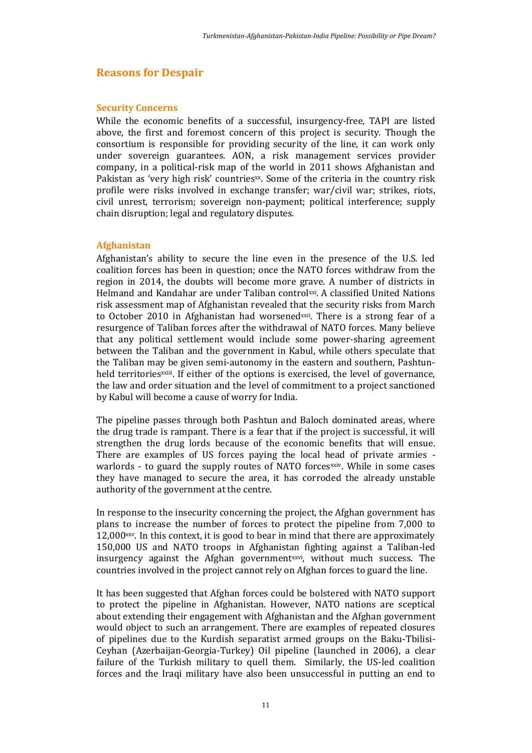## Reasons for Despair

### Security Concerns

While the economic benefits of a successful, insurgency-free, TAPI are listed above, the first and foremost concern of this project is security. Though the consortium is responsible for providing security of the line, it can work only under sovereign guarantees. AON, a risk management services provider company, in a political-risk map of the world in 2011 shows Afghanistan and Pakistan as 'very high risk' countries[xx]. Some of the criteria in the country risk profile were risks involved in exchange transfer; war/civil war; strikes, riots, civil unrest, terrorism; sovereign non-payment; political interference; supply chain disruption; legal and regulatory disputes.

### Afghanistan

Afghanistan's ability to secure the line even in the presence of the U.S. led coalition forces has been in question; once the NATO forces withdraw from the region in 2014, the doubts will become more grave. A number of districts in Helmand and Kandahar are under Taliban control[xxi]. A classified United Nations risk assessment map of Afghanistan revealed that the security risks from March to October 2010 in Afghanistan had worsened[xxii]. There is a strong fear of a resurgence of Taliban forces after the withdrawal of NATO forces. Many believe that any political settlement would include some power-sharing agreement between the Taliban and the government in Kabul, while others speculate that the Taliban may be given semi-autonomy in the eastern and southern, Pashtun-held territories[xxiii]. If either of the options is exercised, the level of governance, the law and order situation and the level of commitment to a project sanctioned by Kabul will become a cause of worry for India.

The pipeline passes through both Pashtun and Baloch dominated areas, where the drug trade is rampant. There is a fear that if the project is successful, it will strengthen the drug lords because of the economic benefits that will ensue. There are examples of US forces paying the local head of private armies - warlords - to guard the supply routes of NATO forces[xxiv]. While in some cases they have managed to secure the area, it has corroded the already unstable authority of the government at the centre.

In response to the insecurity concerning the project, the Afghan government has plans to increase the number of forces to protect the pipeline from 7,000 to 12,000[xxv]. In this context, it is good to bear in mind that there are approximately 150,000 US and NATO troops in Afghanistan fighting against a Taliban-led insurgency against the Afghan government[xxvi], without much success. The countries involved in the project cannot rely on Afghan forces to guard the line.

It has been suggested that Afghan forces could be bolstered with NATO support to protect the pipeline in Afghanistan. However, NATO nations are sceptical about extending their engagement with Afghanistan and the Afghan government would object to such an arrangement. There are examples of repeated closures of pipelines due to the Kurdish separatist armed groups on the Baku-Tbilisi-Ceyhan (Azerbaijan-Georgia-Turkey) Oil pipeline (launched in 2006), a clear failure of the Turkish military to quell them. Similarly, the US-led coalition forces and the Iraqi military have also been unsuccessful in putting an end to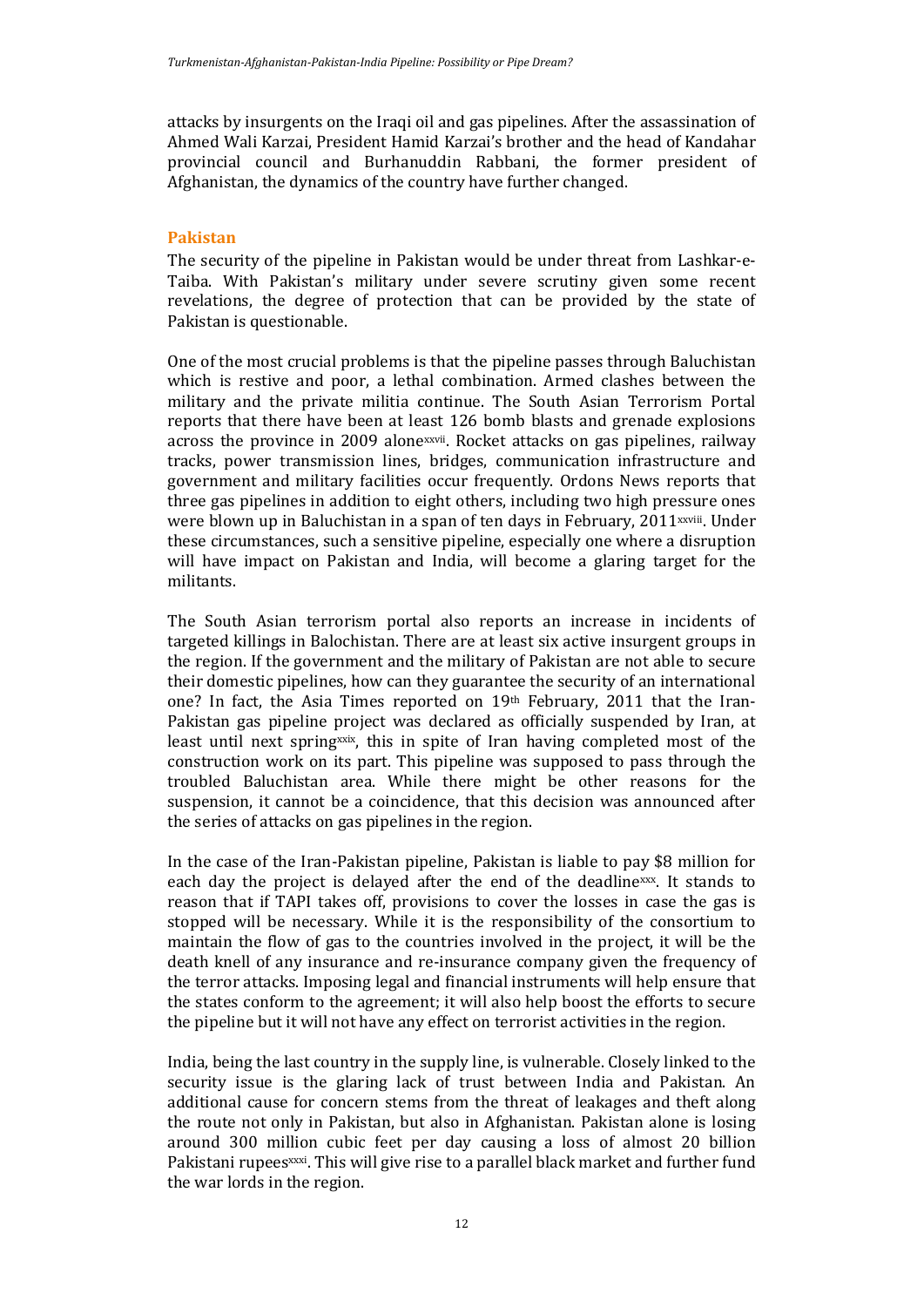attacks by insurgents on the Iraqi oil and gas pipelines. After the assassination of Ahmed Wali Karzai, President Hamid Karzai's brother and the head of Kandahar provincial council and Burhanuddin Rabbani, the former president of Afghanistan, the dynamics of the country have further changed.

## Pakistan

The security of the pipeline in Pakistan would be under threat from Lashkar-e-Taiba. With Pakistan's military under severe scrutiny given some recent revelations, the degree of protection that can be provided by the state of Pakistan is questionable.

One of the most crucial problems is that the pipeline passes through Baluchistan which is restive and poor, a lethal combination. Armed clashes between the military and the private militia continue. The South Asian Terrorism Portal reports that there have been at least 126 bomb blasts and grenade explosions across the province in 2009 alone[xxvii]. Rocket attacks on gas pipelines, railway tracks, power transmission lines, bridges, communication infrastructure and government and military facilities occur frequently. Ordons News reports that three gas pipelines in addition to eight others, including two high pressure ones were blown up in Baluchistan in a span of ten days in February, 2011[xxviii]. Under these circumstances, such a sensitive pipeline, especially one where a disruption will have impact on Pakistan and India, will become a glaring target for the militants.

The South Asian terrorism portal also reports an increase in incidents of targeted killings in Balochistan. There are at least six active insurgent groups in the region. If the government and the military of Pakistan are not able to secure their domestic pipelines, how can they guarantee the security of an international one? In fact, the Asia Times reported on 19th February, 2011 that the Iran-Pakistan gas pipeline project was declared as officially suspended by Iran, at least until next spring[xxix], this in spite of Iran having completed most of the construction work on its part. This pipeline was supposed to pass through the troubled Baluchistan area. While there might be other reasons for the suspension, it cannot be a coincidence, that this decision was announced after the series of attacks on gas pipelines in the region.

In the case of the Iran-Pakistan pipeline, Pakistan is liable to pay $8 million for each day the project is delayed after the end of the deadline[xxx]. It stands to reason that if TAPI takes off, provisions to cover the losses in case the gas is stopped will be necessary. While it is the responsibility of the consortium to maintain the flow of gas to the countries involved in the project, it will be the death knell of any insurance and re-insurance company given the frequency of the terror attacks. Imposing legal and financial instruments will help ensure that the states conform to the agreement; it will also help boost the efforts to secure the pipeline but it will not have any effect on terrorist activities in the region.

India, being the last country in the supply line, is vulnerable. Closely linked to the security issue is the glaring lack of trust between India and Pakistan. An additional cause for concern stems from the threat of leakages and theft along the route not only in Pakistan, but also in Afghanistan. Pakistan alone is losing around 300 million cubic feet per day causing a loss of almost 20 billion Pakistani rupees[xxxi]. This will give rise to a parallel black market and further fund the war lords in the region.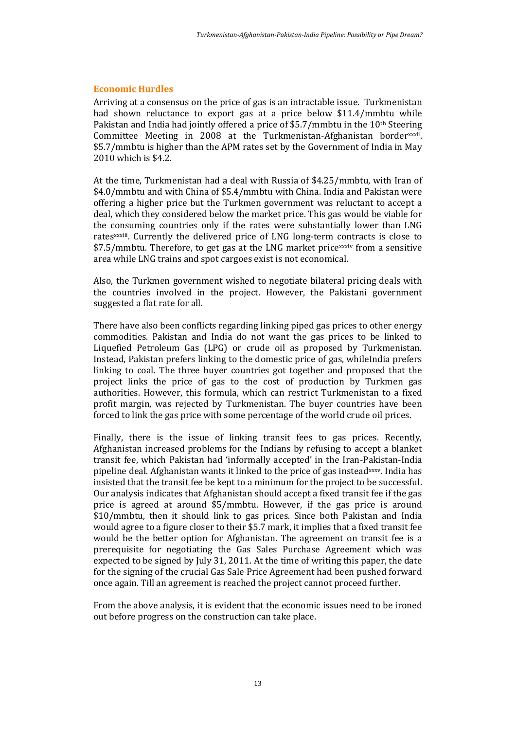## Economic Hurdles

Arriving at a consensus on the price of gas is an intractable issue. Turkmenistan had shown reluctance to export gas at a price below $11.4/mmbtu while Pakistan and India had jointly offered a price of $5.7/mmbtu in the 10th Steering Committee Meeting in 2008 at the Turkmenistan-Afghanistan border[xxxii]. $5.7/mmbtu is higher than the APM rates set by the Government of India in May 2010 which is $4.2.

At the time, Turkmenistan had a deal with Russia of $4.25/mmbtu, with Iran of $4.0/mmbtu and with China of $5.4/mmbtu with China. India and Pakistan were offering a higher price but the Turkmen government was reluctant to accept a deal, which they considered below the market price. This gas would be viable for the consuming countries only if the rates were substantially lower than LNG rates[xxxiii]. Currently the delivered price of LNG long-term contracts is close to $7.5/mmbtu. Therefore, to get gas at the LNG market price[xxxiv] from a sensitive area while LNG trains and spot cargoes exist is not economical.

Also, the Turkmen government wished to negotiate bilateral pricing deals with the countries involved in the project. However, the Pakistani government suggested a flat rate for all.

There have also been conflicts regarding linking piped gas prices to other energy commodities. Pakistan and India do not want the gas prices to be linked to Liquefied Petroleum Gas (LPG) or crude oil as proposed by Turkmenistan. Instead, Pakistan prefers linking to the domestic price of gas, whileIndia prefers linking to coal. The three buyer countries got together and proposed that the project links the price of gas to the cost of production by Turkmen gas authorities. However, this formula, which can restrict Turkmenistan to a fixed profit margin, was rejected by Turkmenistan. The buyer countries have been forced to link the gas price with some percentage of the world crude oil prices.

Finally, there is the issue of linking transit fees to gas prices. Recently, Afghanistan increased problems for the Indians by refusing to accept a blanket transit fee, which Pakistan had 'informally accepted' in the Iran-Pakistan-India pipeline deal. Afghanistan wants it linked to the price of gas instead[xxxv]. India has insisted that the transit fee be kept to a minimum for the project to be successful. Our analysis indicates that Afghanistan should accept a fixed transit fee if the gas price is agreed at around $5/mmbtu. However, if the gas price is around $10/mmbtu, then it should link to gas prices. Since both Pakistan and India would agree to a figure closer to their $5.7 mark, it implies that a fixed transit fee would be the better option for Afghanistan. The agreement on transit fee is a prerequisite for negotiating the Gas Sales Purchase Agreement which was expected to be signed by July 31, 2011. At the time of writing this paper, the date for the signing of the crucial Gas Sale Price Agreement had been pushed forward once again. Till an agreement is reached the project cannot proceed further.

From the above analysis, it is evident that the economic issues need to be ironed out before progress on the construction can take place.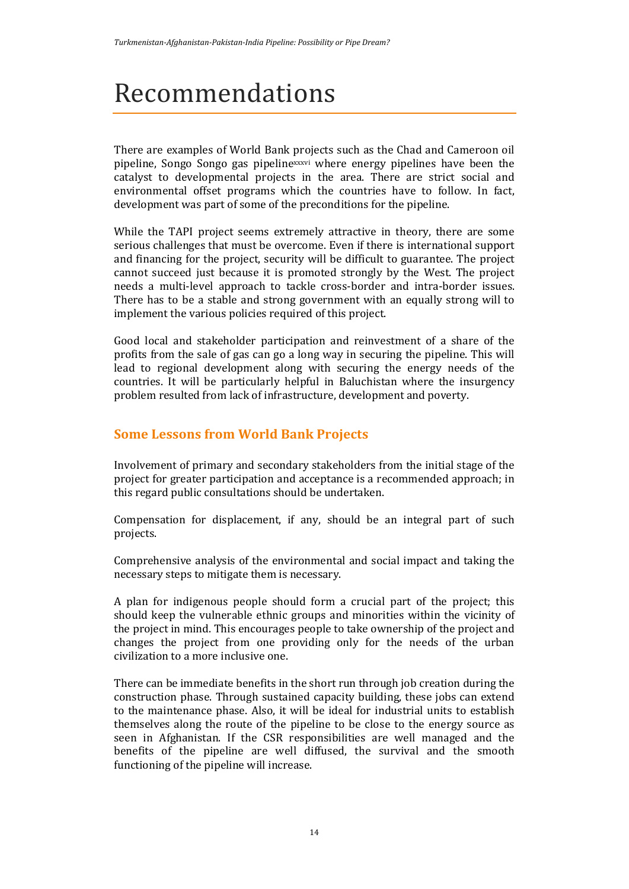# Recommendations

There are examples of World Bank projects such as the Chad and Cameroon oil pipeline, Songo Songo gas pipeline[xxxvi] where energy pipelines have been the catalyst to developmental projects in the area. There are strict social and environmental offset programs which the countries have to follow. In fact, development was part of some of the preconditions for the pipeline.

While the TAPI project seems extremely attractive in theory, there are some serious challenges that must be overcome. Even if there is international support and financing for the project, security will be difficult to guarantee. The project cannot succeed just because it is promoted strongly by the West. The project needs a multi-level approach to tackle cross-border and intra-border issues. There has to be a stable and strong government with an equally strong will to implement the various policies required of this project.

Good local and stakeholder participation and reinvestment of a share of the profits from the sale of gas can go a long way in securing the pipeline. This will lead to regional development along with securing the energy needs of the countries. It will be particularly helpful in Baluchistan where the insurgency problem resulted from lack of infrastructure, development and poverty.

## Some Lessons from World Bank Projects

Involvement of primary and secondary stakeholders from the initial stage of the project for greater participation and acceptance is a recommended approach; in this regard public consultations should be undertaken.

Compensation for displacement, if any, should be an integral part of such projects.

Comprehensive analysis of the environmental and social impact and taking the necessary steps to mitigate them is necessary.

A plan for indigenous people should form a crucial part of the project; this should keep the vulnerable ethnic groups and minorities within the vicinity of the project in mind. This encourages people to take ownership of the project and changes the project from one providing only for the needs of the urban civilization to a more inclusive one.

There can be immediate benefits in the short run through job creation during the construction phase. Through sustained capacity building, these jobs can extend to the maintenance phase. Also, it will be ideal for industrial units to establish themselves along the route of the pipeline to be close to the energy source as seen in Afghanistan. If the CSR responsibilities are well managed and the benefits of the pipeline are well diffused, the survival and the smooth functioning of the pipeline will increase.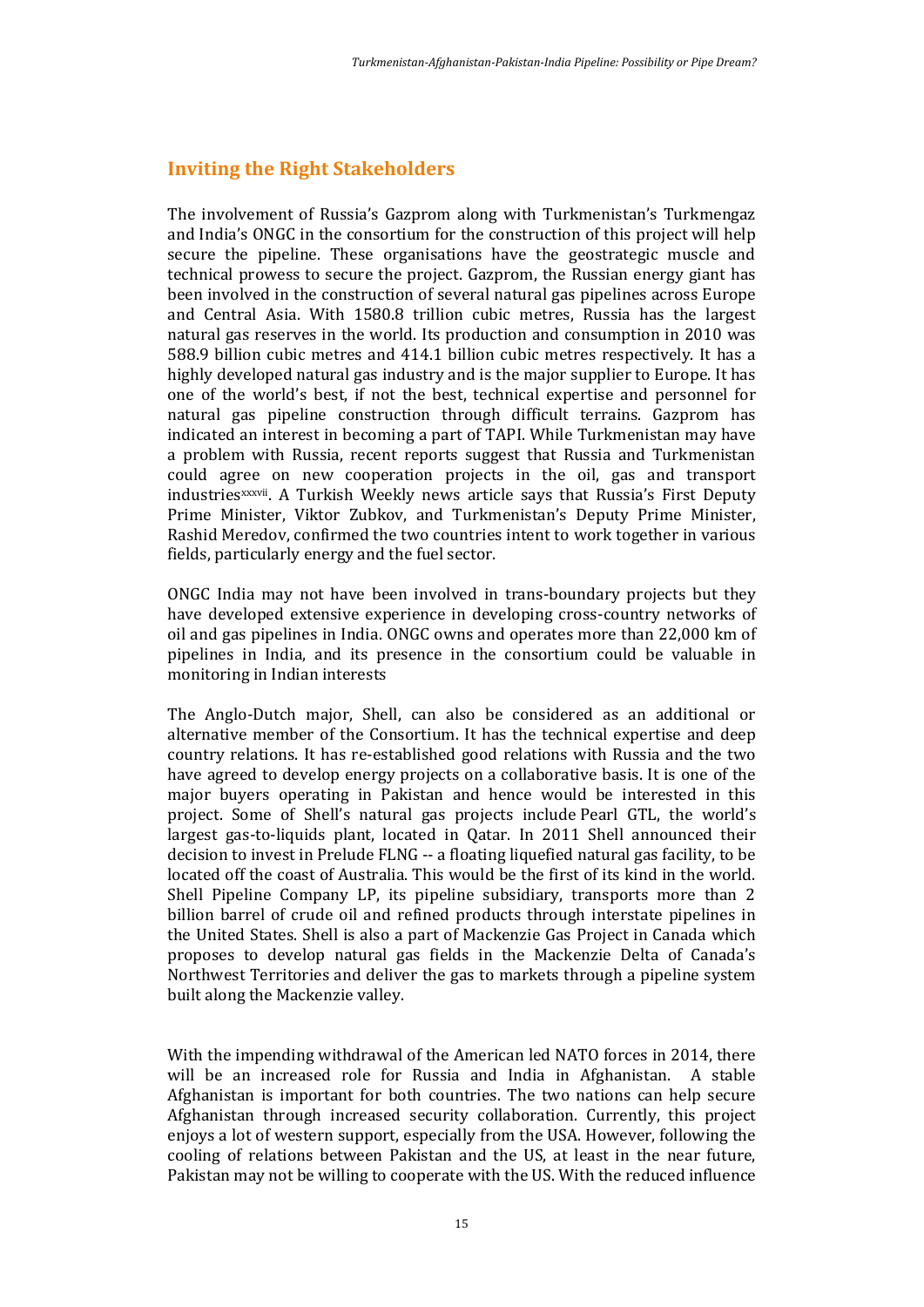## Inviting the Right Stakeholders

The involvement of Russia's Gazprom along with Turkmenistan's Turkmengaz and India's ONGC in the consortium for the construction of this project will help secure the pipeline. These organisations have the geostrategic muscle and technical prowess to secure the project. Gazprom, the Russian energy giant has been involved in the construction of several natural gas pipelines across Europe and Central Asia. With 1580.8 trillion cubic metres, Russia has the largest natural gas reserves in the world. Its production and consumption in 2010 was 588.9 billion cubic metres and 414.1 billion cubic metres respectively. It has a highly developed natural gas industry and is the major supplier to Europe. It has one of the world's best, if not the best, technical expertise and personnel for natural gas pipeline construction through difficult terrains. Gazprom has indicated an interest in becoming a part of TAPI. While Turkmenistan may have a problem with Russia, recent reports suggest that Russia and Turkmenistan could agree on new cooperation projects in the oil, gas and transport industries[xxxvii]. A Turkish Weekly news article says that Russia's First Deputy Prime Minister, Viktor Zubkov, and Turkmenistan's Deputy Prime Minister, Rashid Meredov, confirmed the two countries intent to work together in various fields, particularly energy and the fuel sector.

ONGC India may not have been involved in trans-boundary projects but they have developed extensive experience in developing cross-country networks of oil and gas pipelines in India. ONGC owns and operates more than 22,000 km of pipelines in India, and its presence in the consortium could be valuable in monitoring in Indian interests

The Anglo-Dutch major, Shell, can also be considered as an additional or alternative member of the Consortium. It has the technical expertise and deep country relations. It has re-established good relations with Russia and the two have agreed to develop energy projects on a collaborative basis. It is one of the major buyers operating in Pakistan and hence would be interested in this project. Some of Shell's natural gas projects include Pearl GTL, the world's largest gas-to-liquids plant, located in Qatar. In 2011 Shell announced their decision to invest in Prelude FLNG -- a floating liquefied natural gas facility, to be located off the coast of Australia. This would be the first of its kind in the world. Shell Pipeline Company LP, its pipeline subsidiary, transports more than 2 billion barrel of crude oil and refined products through interstate pipelines in the United States. Shell is also a part of Mackenzie Gas Project in Canada which proposes to develop natural gas fields in the Mackenzie Delta of Canada's Northwest Territories and deliver the gas to markets through a pipeline system built along the Mackenzie valley.

With the impending withdrawal of the American led NATO forces in 2014, there will be an increased role for Russia and India in Afghanistan. A stable Afghanistan is important for both countries. The two nations can help secure Afghanistan through increased security collaboration. Currently, this project enjoys a lot of western support, especially from the USA. However, following the cooling of relations between Pakistan and the US, at least in the near future, Pakistan may not be willing to cooperate with the US. With the reduced influence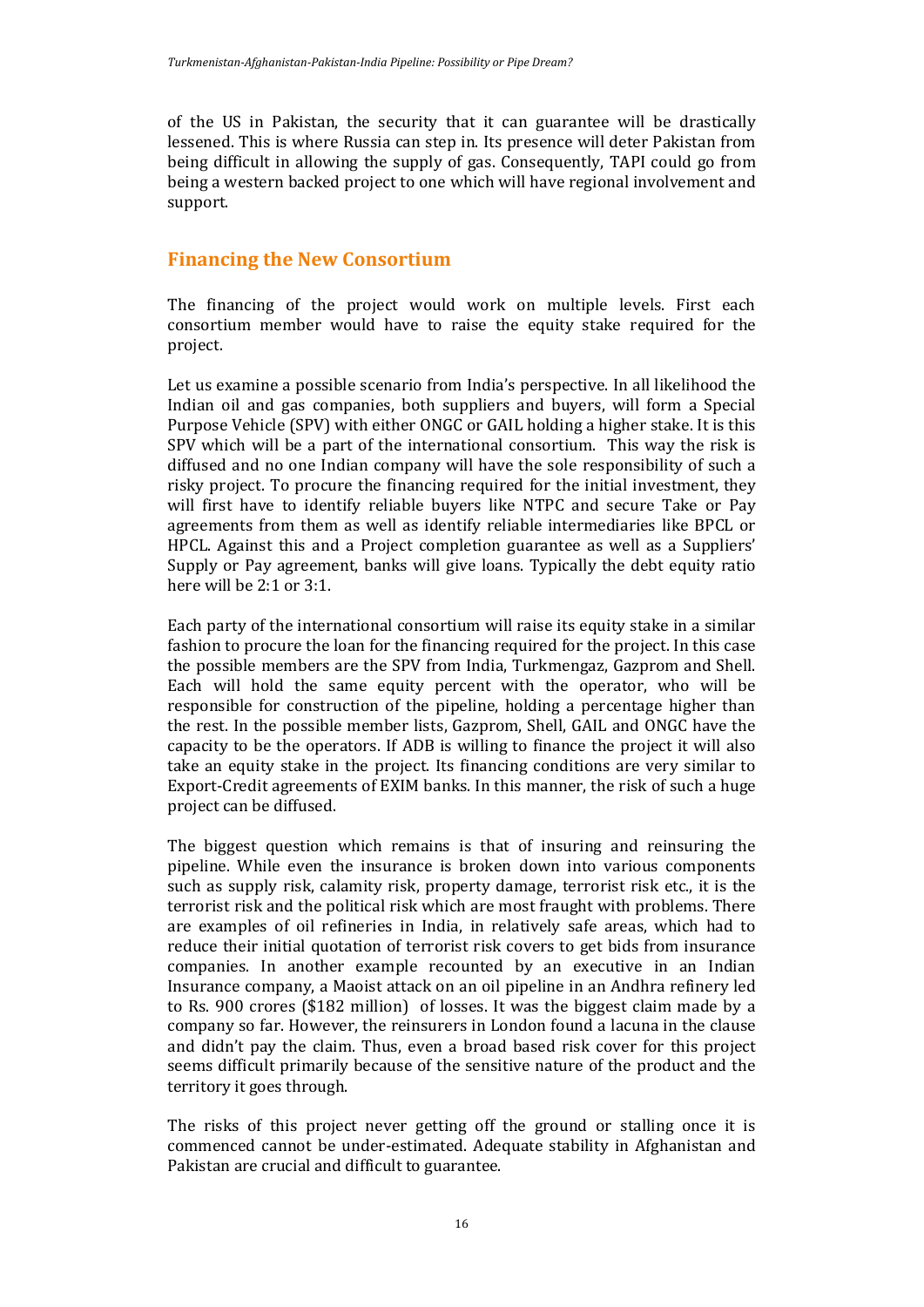of the US in Pakistan, the security that it can guarantee will be drastically lessened. This is where Russia can step in. Its presence will deter Pakistan from being difficult in allowing the supply of gas. Consequently, TAPI could go from being a western backed project to one which will have regional involvement and support.

## Financing the New Consortium

The financing of the project would work on multiple levels. First each consortium member would have to raise the equity stake required for the project.

Let us examine a possible scenario from India's perspective. In all likelihood the Indian oil and gas companies, both suppliers and buyers, will form a Special Purpose Vehicle (SPV) with either ONGC or GAIL holding a higher stake. It is this SPV which will be a part of the international consortium. This way the risk is diffused and no one Indian company will have the sole responsibility of such a risky project. To procure the financing required for the initial investment, they will first have to identify reliable buyers like NTPC and secure Take or Pay agreements from them as well as identify reliable intermediaries like BPCL or HPCL. Against this and a Project completion guarantee as well as a Suppliers' Supply or Pay agreement, banks will give loans. Typically the debt equity ratio here will be 2:1 or 3:1.

Each party of the international consortium will raise its equity stake in a similar fashion to procure the loan for the financing required for the project. In this case the possible members are the SPV from India, Turkmengaz, Gazprom and Shell. Each will hold the same equity percent with the operator, who will be responsible for construction of the pipeline, holding a percentage higher than the rest. In the possible member lists, Gazprom, Shell, GAIL and ONGC have the capacity to be the operators. If ADB is willing to finance the project it will also take an equity stake in the project. Its financing conditions are very similar to Export-Credit agreements of EXIM banks. In this manner, the risk of such a huge project can be diffused.

The biggest question which remains is that of insuring and reinsuring the pipeline. While even the insurance is broken down into various components such as supply risk, calamity risk, property damage, terrorist risk etc., it is the terrorist risk and the political risk which are most fraught with problems. There are examples of oil refineries in India, in relatively safe areas, which had to reduce their initial quotation of terrorist risk covers to get bids from insurance companies. In another example recounted by an executive in an Indian Insurance company, a Maoist attack on an oil pipeline in an Andhra refinery led to Rs. 900 crores ($182 million) of losses. It was the biggest claim made by a company so far. However, the reinsurers in London found a lacuna in the clause and didn't pay the claim. Thus, even a broad based risk cover for this project seems difficult primarily because of the sensitive nature of the product and the territory it goes through.

The risks of this project never getting off the ground or stalling once it is commenced cannot be under-estimated. Adequate stability in Afghanistan and Pakistan are crucial and difficult to guarantee.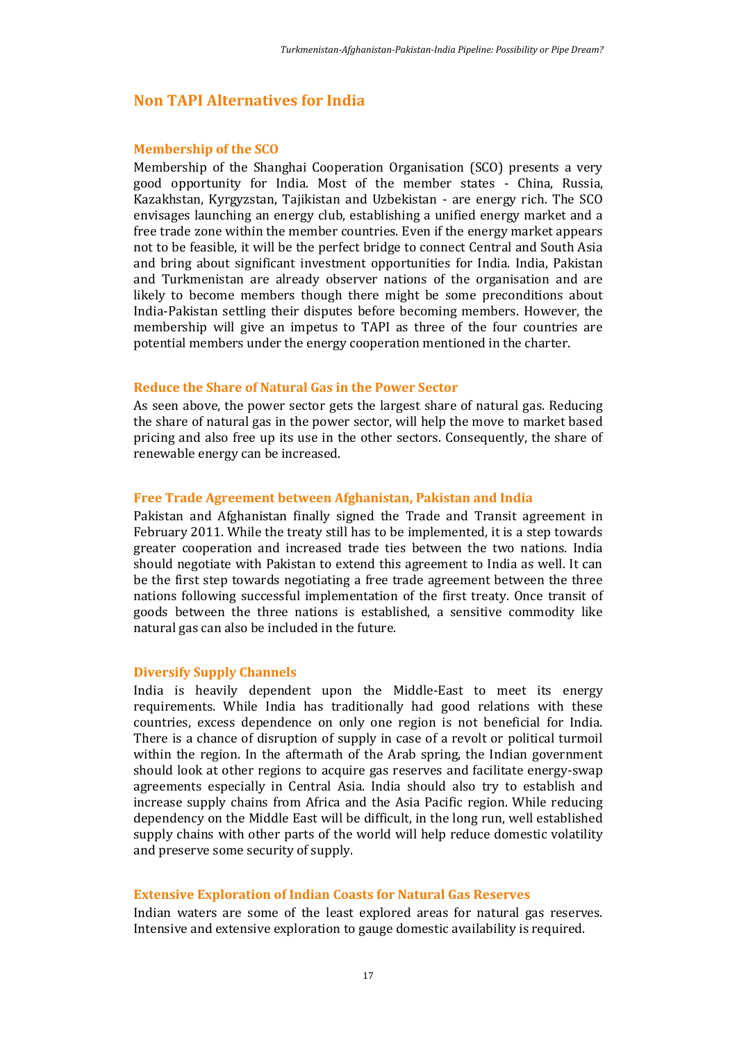## Non TAPI Alternatives for India

### Membership of the SCO

Membership of the Shanghai Cooperation Organisation (SCO) presents a very good opportunity for India. Most of the member states - China, Russia, Kazakhstan, Kyrgyzstan, Tajikistan and Uzbekistan - are energy rich. The SCO envisages launching an energy club, establishing a unified energy market and a free trade zone within the member countries. Even if the energy market appears not to be feasible, it will be the perfect bridge to connect Central and South Asia and bring about significant investment opportunities for India. India, Pakistan and Turkmenistan are already observer nations of the organisation and are likely to become members though there might be some preconditions about India-Pakistan settling their disputes before becoming members. However, the membership will give an impetus to TAPI as three of the four countries are potential members under the energy cooperation mentioned in the charter.

### Reduce the Share of Natural Gas in the Power Sector

As seen above, the power sector gets the largest share of natural gas. Reducing the share of natural gas in the power sector, will help the move to market based pricing and also free up its use in the other sectors. Consequently, the share of renewable energy can be increased.

### Free Trade Agreement between Afghanistan, Pakistan and India

Pakistan and Afghanistan finally signed the Trade and Transit agreement in February 2011. While the treaty still has to be implemented, it is a step towards greater cooperation and increased trade ties between the two nations. India should negotiate with Pakistan to extend this agreement to India as well. It can be the first step towards negotiating a free trade agreement between the three nations following successful implementation of the first treaty. Once transit of goods between the three nations is established, a sensitive commodity like natural gas can also be included in the future.

### Diversify Supply Channels

India is heavily dependent upon the Middle-East to meet its energy requirements. While India has traditionally had good relations with these countries, excess dependence on only one region is not beneficial for India. There is a chance of disruption of supply in case of a revolt or political turmoil within the region. In the aftermath of the Arab spring, the Indian government should look at other regions to acquire gas reserves and facilitate energy-swap agreements especially in Central Asia. India should also try to establish and increase supply chains from Africa and the Asia Pacific region. While reducing dependency on the Middle East will be difficult, in the long run, well established supply chains with other parts of the world will help reduce domestic volatility and preserve some security of supply.

### Extensive Exploration of Indian Coasts for Natural Gas Reserves

Indian waters are some of the least explored areas for natural gas reserves. Intensive and extensive exploration to gauge domestic availability is required.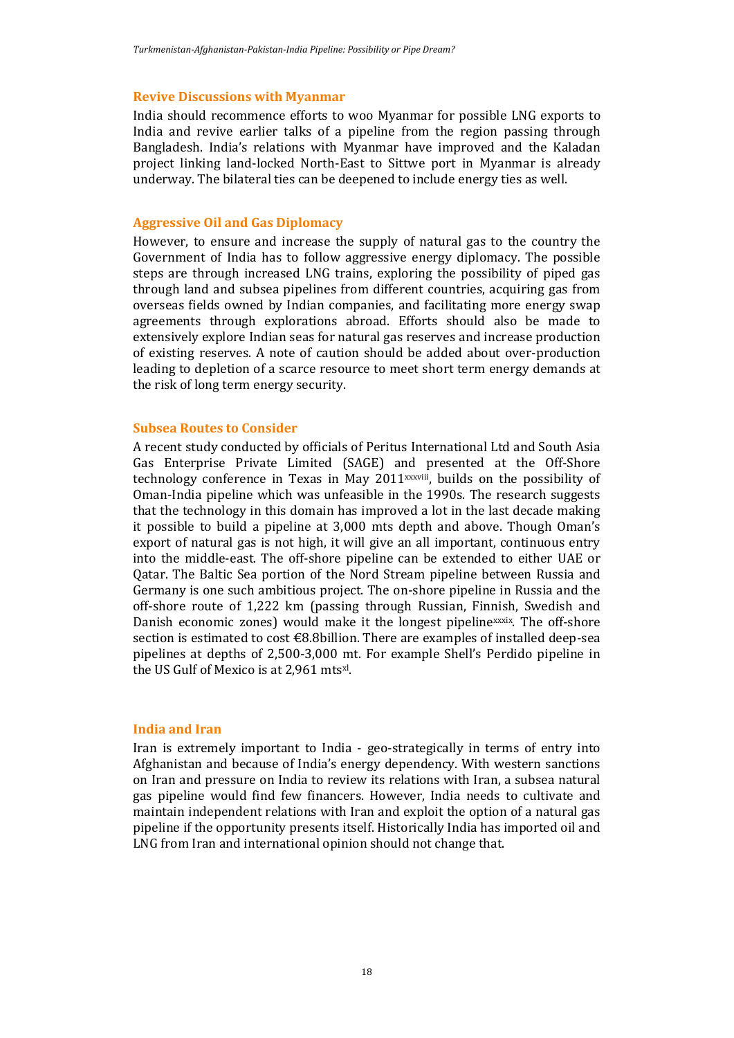## Revive Discussions with Myanmar

India should recommence efforts to woo Myanmar for possible LNG exports to India and revive earlier talks of a pipeline from the region passing through Bangladesh. India's relations with Myanmar have improved and the Kaladan project linking land-locked North-East to Sittwe port in Myanmar is already underway. The bilateral ties can be deepened to include energy ties as well.

## Aggressive Oil and Gas Diplomacy

However, to ensure and increase the supply of natural gas to the country the Government of India has to follow aggressive energy diplomacy. The possible steps are through increased LNG trains, exploring the possibility of piped gas through land and subsea pipelines from different countries, acquiring gas from overseas fields owned by Indian companies, and facilitating more energy swap agreements through explorations abroad. Efforts should also be made to extensively explore Indian seas for natural gas reserves and increase production of existing reserves. A note of caution should be added about over-production leading to depletion of a scarce resource to meet short term energy demands at the risk of long term energy security.

## Subsea Routes to Consider

A recent study conducted by officials of Peritus International Ltd and South Asia Gas Enterprise Private Limited (SAGE) and presented at the Off-Shore technology conference in Texas in May 2011[xxxviii], builds on the possibility of Oman-India pipeline which was unfeasible in the 1990s. The research suggests that the technology in this domain has improved a lot in the last decade making it possible to build a pipeline at 3,000 mts depth and above. Though Oman's export of natural gas is not high, it will give an all important, continuous entry into the middle-east. The off-shore pipeline can be extended to either UAE or Qatar. The Baltic Sea portion of the Nord Stream pipeline between Russia and Germany is one such ambitious project. The on-shore pipeline in Russia and the off-shore route of 1,222 km (passing through Russian, Finnish, Swedish and Danish economic zones) would make it the longest pipeline[xxxix]. The off-shore section is estimated to cost €8.8billion. There are examples of installed deep-sea pipelines at depths of 2,500-3,000 mt. For example Shell's Perdido pipeline in the US Gulf of Mexico is at 2,961 mts[xl].

## India and Iran

Iran is extremely important to India - geo-strategically in terms of entry into Afghanistan and because of India's energy dependency. With western sanctions on Iran and pressure on India to review its relations with Iran, a subsea natural gas pipeline would find few financers. However, India needs to cultivate and maintain independent relations with Iran and exploit the option of a natural gas pipeline if the opportunity presents itself. Historically India has imported oil and LNG from Iran and international opinion should not change that.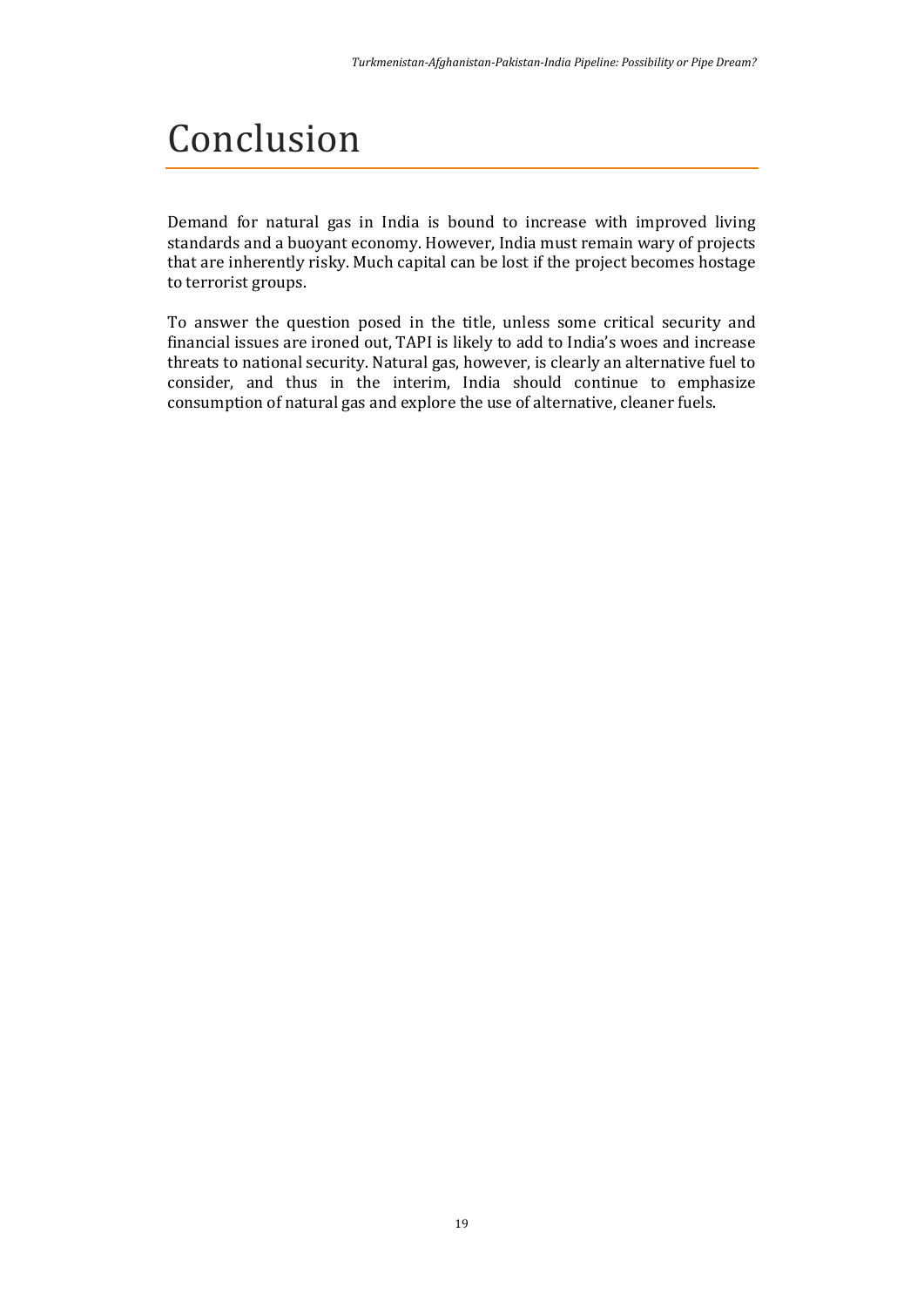# Conclusion

Demand for natural gas in India is bound to increase with improved living standards and a buoyant economy. However, India must remain wary of projects that are inherently risky. Much capital can be lost if the project becomes hostage to terrorist groups.

To answer the question posed in the title, unless some critical security and financial issues are ironed out, TAPI is likely to add to India's woes and increase threats to national security. Natural gas, however, is clearly an alternative fuel to consider, and thus in the interim, India should continue to emphasize consumption of natural gas and explore the use of alternative, cleaner fuels.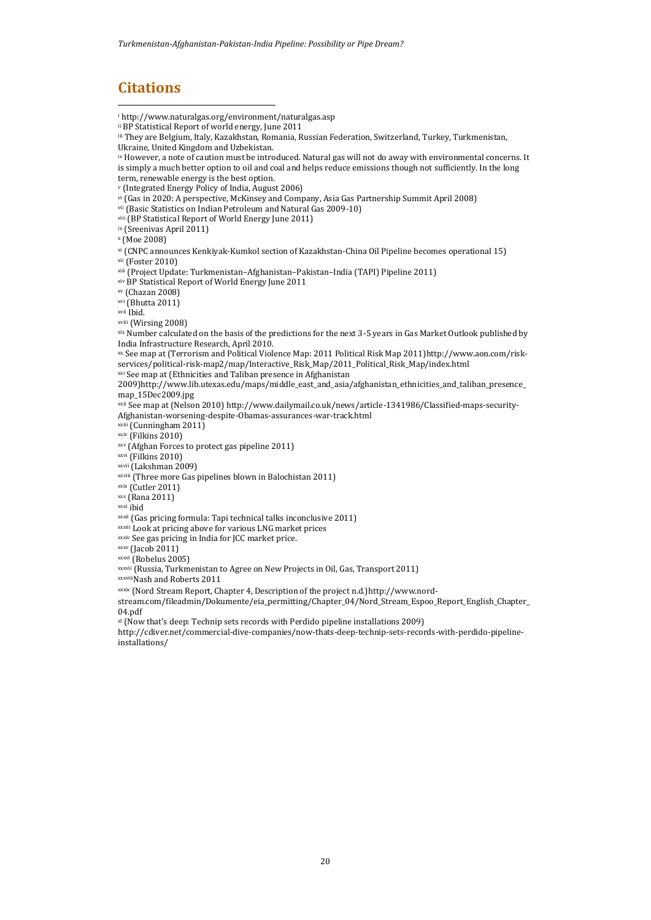## Citations

[i] http://www.naturalgas.org/environment/naturalgas.asp

[ii] BP Statistical Report of world energy, June 2011

[iii] They are Belgium, Italy, Kazakhstan, Romania, Russian Federation, Switzerland, Turkey, Turkmenistan, Ukraine, United Kingdom and Uzbekistan.

[iv] However, a note of caution must be introduced. Natural gas will not do away with environmental concerns. It is simply a much better option to oil and coal and helps reduce emissions though not sufficiently. In the long term, renewable energy is the best option.

[v] (Integrated Energy Policy of India, August 2006)

[vi] (Gas in 2020: A perspective, McKinsey and Company, Asia Gas Partnership Summit April 2008)

[vii] (Basic Statistics on Indian Petroleum and Natural Gas 2009-10)

[viii] (BP Statistical Report of World Energy June 2011)

[ix] (Sreenivas April 2011)

[x] (Moe 2008)

[xi] (CNPC announces Kenkiyak-Kumkol section of Kazakhstan-China Oil Pipeline becomes operational 15)

[xii] (Foster 2010)

[xiii] (Project Update: Turkmenistan–Afghanistan–Pakistan–India (TAPI) Pipeline 2011)

[xiv] BP Statistical Report of World Energy June 2011

[xv] (Chazan 2008)

[xvi] (Bhutta 2011)

[xvii] Ibid.

[xviii] (Wirsing 2008)

[xix] Number calculated on the basis of the predictions for the next 3-5 years in Gas Market Outlook published by India Infrastructure Research, April 2010.

[xx] See map at (Terrorism and Political Violence Map: 2011 Political Risk Map 2011)http://www.aon.com/risk-services/political-risk-map2/map/Interactive_Risk_Map/2011_Political_Risk_Map/index.html

[xxi] See map at (Ethnicities and Taliban presence in Afghanistan 2009)http://www.lib.utexas.edu/maps/middle_east_and_asia/afghanistan_ethnicities_and_taliban_presence_map_15Dec2009.jpg

[xxii] See map at (Nelson 2010) http://www.dailymail.co.uk/news/article-1341986/Classified-maps-security-Afghanistan-worsening-despite-Obamas-assurances-war-track.html

[xxiii] (Cunningham 2011)

[xxiv] (Filkins 2010)

[xxv] (Afghan Forces to protect gas pipeline 2011)

[xxvi] (Filkins 2010)

[xxvii] (Lakshman 2009)

[xxviii] (Three more Gas pipelines blown in Balochistan 2011)

[xxix] (Cutler 2011)

[xxx] (Rana 2011)

[xxxi] ibid

[xxxii] (Gas pricing formula: Tapi technical talks inconclusive 2011)

[xxxiii] Look at pricing above for various LNG market prices

[xxxiv] See gas pricing in India for JCC market price.

[xxxv] (Jacob 2011)

[xxxvi] (Robelus 2005)

[xxxvii] (Russia, Turkmenistan to Agree on New Projects in Oil, Gas, Transport 2011)

[xxxviii] Nash and Roberts 2011

[xxxix] (Nord Stream Report, Chapter 4, Description of the project n.d.)http://www.nord-stream.com/fileadmin/Dokumente/eia_permitting/Chapter_04/Nord_Stream_Espoo_Report_English_Chapter_04.pdf

[xl] (Now that's deep: Technip sets records with Perdido pipeline installations 2009) http://cdiver.net/commercial-dive-companies/now-thats-deep-technip-sets-records-with-perdido-pipeline-installations/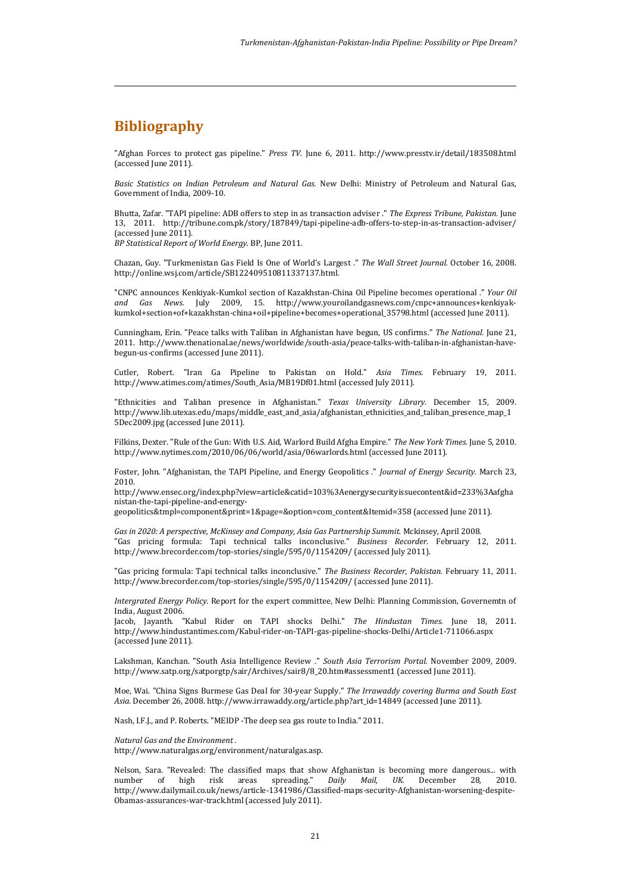# Bibliography

"Afghan Forces to protect gas pipeline." *Press TV.* June 6, 2011. http://www.presstv.ir/detail/183508.html (accessed June 2011).

*Basic Statistics on Indian Petroleum and Natural Gas.* New Delhi: Ministry of Petroleum and Natural Gas, Government of India, 2009-10.

Bhutta, Zafar. "TAPI pipeline: ADB offers to step in as transaction adviser ." *The Express Tribune, Pakistan.* June 13, 2011. http://tribune.com.pk/story/187849/tapi-pipeline-adb-offers-to-step-in-as-transaction-adviser/ (accessed June 2011).
*BP Statistical Report of World Energy.* BP, June 2011.

Chazan, Guy. "Turkmenistan Gas Field Is One of World's Largest ." *The Wall Street Journal.* October 16, 2008. http://online.wsj.com/article/SB122409510811337137.html.

"CNPC announces Kenkiyak-Kumkol section of Kazakhstan-China Oil Pipeline becomes operational ." *Your Oil and Gas News.* July 2009, 15. http://www.youroilandgasnews.com/cnpc+announces+kenkiyak-kumkol+section+of+kazakhstan-china+oil+pipeline+becomes+operational_35798.html (accessed June 2011).

Cunningham, Erin. "Peace talks with Taliban in Afghanistan have begun, US confirms." *The National.* June 21, 2011. http://www.thenational.ae/news/worldwide/south-asia/peace-talks-with-taliban-in-afghanistan-have-begun-us-confirms (accessed June 2011).

Cutler, Robert. "Iran Ga Pipeline to Pakistan on Hold." *Asia Times.* February 19, 2011. http://www.atimes.com/atimes/South_Asia/MB19Df01.html (accessed July 2011).

"Ethnicities and Taliban presence in Afghanistan." *Texas University Library.* December 15, 2009. http://www.lib.utexas.edu/maps/middle_east_and_asia/afghanistan_ethnicities_and_taliban_presence_map_15Dec2009.jpg (accessed June 2011).

Filkins, Dexter. "Rule of the Gun: With U.S. Aid, Warlord Build Afgha Empire." *The New York Times.* June 5, 2010. http://www.nytimes.com/2010/06/06/world/asia/06warlords.html (accessed June 2011).

Foster, John. "Afghanistan, the TAPI Pipeline, and Energy Geopolitics ." *Journal of Energy Security.* March 23, 2010.
http://www.ensec.org/index.php?view=article&catid=103%3Aenergysecurityissuecontent&id=233%3Aafghanistan-the-tapi-pipeline-and-energy-geopolitics&tmpl=component&print=1&page=&option=com_content&Itemid=358 (accessed June 2011).

*Gas in 2020: A perspective, McKinsey and Company, Asia Gas Partnership Summit.* Mckinsey, April 2008.
"Gas pricing formula: Tapi technical talks inconclusive." *Business Recorder.* February 12, 2011. http://www.brecorder.com/top-stories/single/595/0/1154209/ (accessed July 2011).

"Gas pricing formula: Tapi technical talks inconclusive." *The Business Recorder, Pakistan.* February 11, 2011. http://www.brecorder.com/top-stories/single/595/0/1154209/ (accessed June 2011).

*Intergrated Energy Policy.* Report for the expert committee, New Delhi: Planning Commission, Governemtn of India, August 2006.
Jacob, Jayanth. "Kabul Rider on TAPI shocks Delhi." *The Hindustan Times.* June 18, 2011. http://www.hindustantimes.com/Kabul-rider-on-TAPI-gas-pipeline-shocks-Delhi/Article1-711066.aspx (accessed June 2011).

Lakshman, Kanchan. "South Asia Intelligence Review ." *South Asia Terrorism Portal.* November 2009, 2009. http://www.satp.org/satporgtp/sair/Archives/sair8/8_20.htm#assessment1 (accessed June 2011).

Moe, Wai. "China Signs Burmese Gas Deal for 30-year Supply." *The Irrawaddy covering Burma and South East Asia.* December 26, 2008. http://www.irrawaddy.org/article.php?art_id=14849 (accessed June 2011).

Nash, I.F.J., and P. Roberts. "MEIDP -The deep sea gas route to India." 2011.

*Natural Gas and the Environment .*
http://www.naturalgas.org/environment/naturalgas.asp.

Nelson, Sara. "Revealed: The classified maps that show Afghanistan is becoming more dangerous... with number of high risk areas spreading." *Daily Mail, UK.* December 28, 2010. http://www.dailymail.co.uk/news/article-1341986/Classified-maps-security-Afghanistan-worsening-despite-Obamas-assurances-war-track.html (accessed July 2011).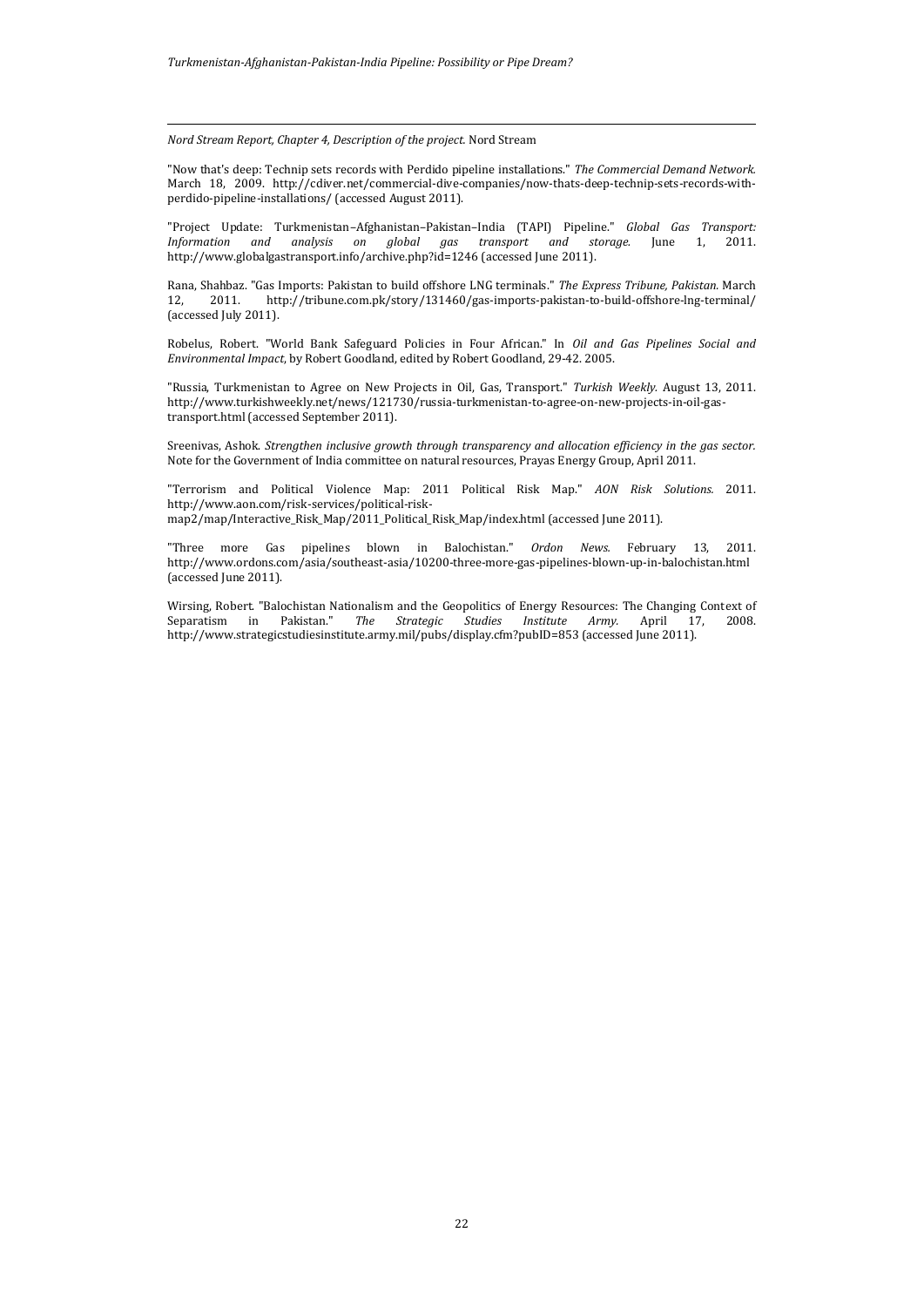*Nord Stream Report, Chapter 4, Description of the project.* Nord Stream

"Now that's deep: Technip sets records with Perdido pipeline installations." *The Commercial Demand Network.* March 18, 2009. http://cdiver.net/commercial-dive-companies/now-thats-deep-technip-sets-records-with-perdido-pipeline-installations/ (accessed August 2011).

"Project Update: Turkmenistan–Afghanistan–Pakistan–India (TAPI) Pipeline." *Global Gas Transport: Information and analysis on global gas transport and storage.* June 1, 2011. http://www.globalgastransport.info/archive.php?id=1246 (accessed June 2011).

Rana, Shahbaz. "Gas Imports: Pakistan to build offshore LNG terminals." *The Express Tribune, Pakistan.* March 12, 2011. http://tribune.com.pk/story/131460/gas-imports-pakistan-to-build-offshore-lng-terminal/ (accessed July 2011).

Robelus, Robert. "World Bank Safeguard Policies in Four African." In *Oil and Gas Pipelines Social and Environmental Impact*, by Robert Goodland, edited by Robert Goodland, 29-42. 2005.

"Russia, Turkmenistan to Agree on New Projects in Oil, Gas, Transport." *Turkish Weekly.* August 13, 2011. http://www.turkishweekly.net/news/121730/russia-turkmenistan-to-agree-on-new-projects-in-oil-gas-transport.html (accessed September 2011).

Sreenivas, Ashok. *Strengthen inclusive growth through transparency and allocation efficiency in the gas sector.* Note for the Government of India committee on natural resources, Prayas Energy Group, April 2011.

"Terrorism and Political Violence Map: 2011 Political Risk Map." *AON Risk Solutions.* 2011. http://www.aon.com/risk-services/political-risk-map2/map/Interactive_Risk_Map/2011_Political_Risk_Map/index.html (accessed June 2011).

"Three more Gas pipelines blown in Balochistan." *Ordon News.* February 13, 2011. http://www.ordons.com/asia/southeast-asia/10200-three-more-gas-pipelines-blown-up-in-balochistan.html (accessed June 2011).

Wirsing, Robert. "Balochistan Nationalism and the Geopolitics of Energy Resources: The Changing Context of Separatism in Pakistan." *The Strategic Studies Institute Army.* April 17, 2008. http://www.strategicstudiesinstitute.army.mil/pubs/display.cfm?pubID=853 (accessed June 2011).